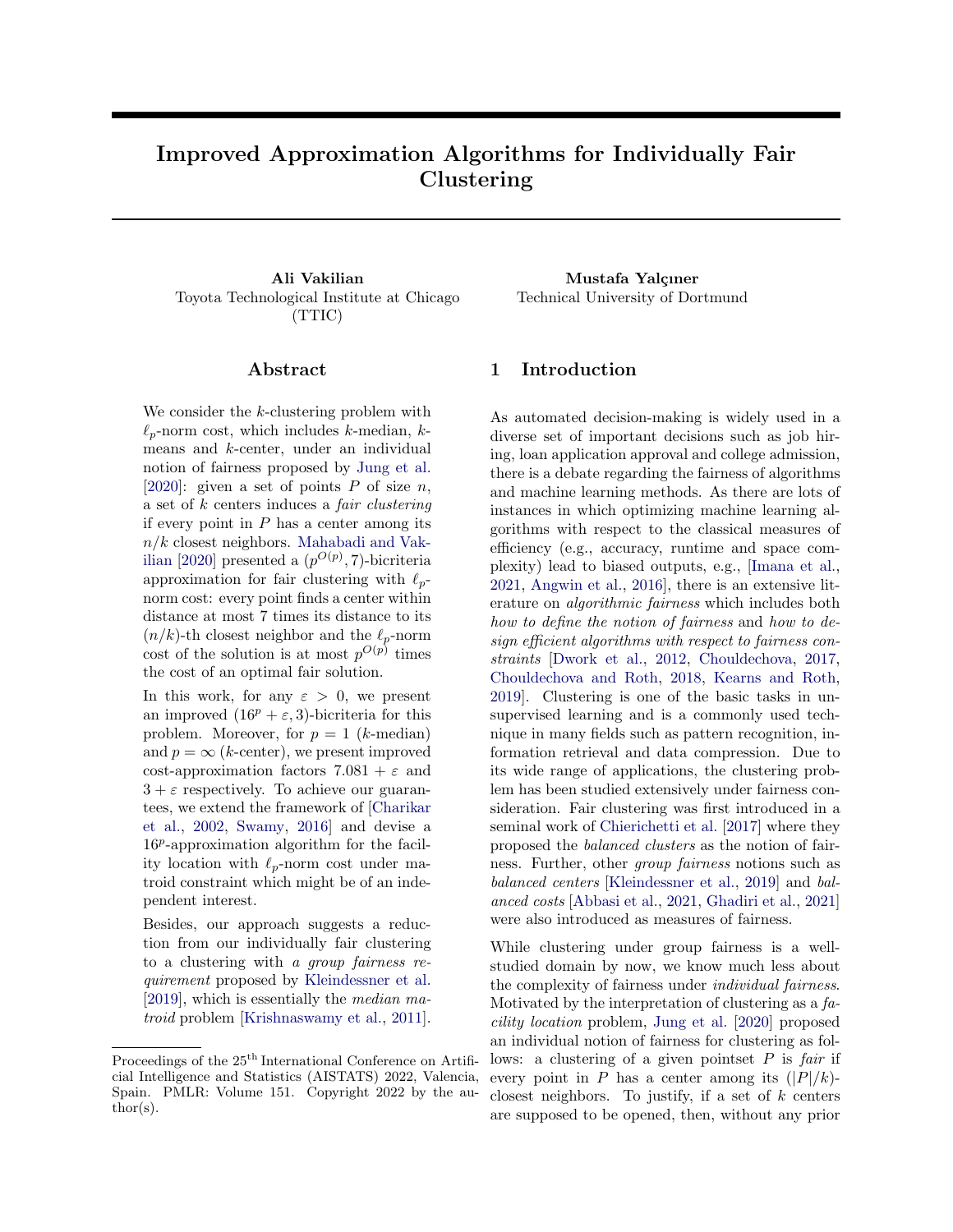# Improved Approximation Algorithms for Individually Fair Clustering

**Ali Vakilian**
Toyota Technological Institute at Chicago (TTIC)

**Mustafa Yalçıner**
Technical University of Dortmund

## Abstract

We consider the $k$-clustering problem with $\ell_p$-norm cost, which includes $k$-median, $k$-means and $k$-center, under an individual notion of fairness proposed by Jung et al. [2020]: given a set of points $P$ of size $n$, a set of $k$ centers induces a *fair clustering* if every point in $P$ has a center among its $n/k$ closest neighbors. Mahabadi and Vakilian [2020] presented a $(p^{O(p)}, 7)$-bicriteria approximation for fair clustering with $\ell_p$-norm cost: every point finds a center within distance at most 7 times its distance to its $(n/k)$-th closest neighbor and the $\ell_p$-norm cost of the solution is at most $p^{O(p)}$ times the cost of an optimal fair solution.

In this work, for any $\varepsilon > 0$, we present an improved $(16^p + \varepsilon, 3)$-bicriteria for this problem. Moreover, for $p = 1$ ($k$-median) and $p = \infty$ ($k$-center), we present improved cost-approximation factors $7.081 + \varepsilon$ and $3 + \varepsilon$ respectively. To achieve our guarantees, we extend the framework of [Charikar et al., 2002, Swamy, 2016] and devise a $16^p$-approximation algorithm for the facility location with $\ell_p$-norm cost under matroid constraint which might be of an independent interest.

Besides, our approach suggests a reduction from our individually fair clustering to a clustering with *a group fairness requirement* proposed by Kleindessner et al. [2019], which is essentially the *median matroid* problem [Krishnaswamy et al., 2011].

## 1 Introduction

As automated decision-making is widely used in a diverse set of important decisions such as job hiring, loan application approval and college admission, there is a debate regarding the fairness of algorithms and machine learning methods. As there are lots of instances in which optimizing machine learning algorithms with respect to the classical measures of efficiency (e.g., accuracy, runtime and space complexity) lead to biased outputs, e.g., [Imana et al., 2021, Angwin et al., 2016], there is an extensive literature on *algorithmic fairness* which includes both *how to define the notion of fairness* and *how to design efficient algorithms with respect to fairness constraints* [Dwork et al., 2012, Chouldechova, 2017, Chouldechova and Roth, 2018, Kearns and Roth, 2019]. Clustering is one of the basic tasks in unsupervised learning and is a commonly used technique in many fields such as pattern recognition, information retrieval and data compression. Due to its wide range of applications, the clustering problem has been studied extensively under fairness consideration. Fair clustering was first introduced in a seminal work of Chierichetti et al. [2017] where they proposed the *balanced clusters* as the notion of fairness. Further, other *group fairness* notions such as *balanced centers* [Kleindessner et al., 2019] and *balanced costs* [Abbasi et al., 2021, Ghadiri et al., 2021] were also introduced as measures of fairness.

While clustering under group fairness is a well-studied domain by now, we know much less about the complexity of fairness under *individual fairness*. Motivated by the interpretation of clustering as a *facility location* problem, Jung et al. [2020] proposed an individual notion of fairness for clustering as follows: a clustering of a given pointset $P$ is *fair* if every point in $P$ has a center among its $(|P|/k)$-closest neighbors. To justify, if a set of $k$ centers are supposed to be opened, then, without any prior

Proceedings of the 25[th] International Conference on Artificial Intelligence and Statistics (AISTATS) 2022, Valencia, Spain. PMLR: Volume 151. Copyright 2022 by the author(s).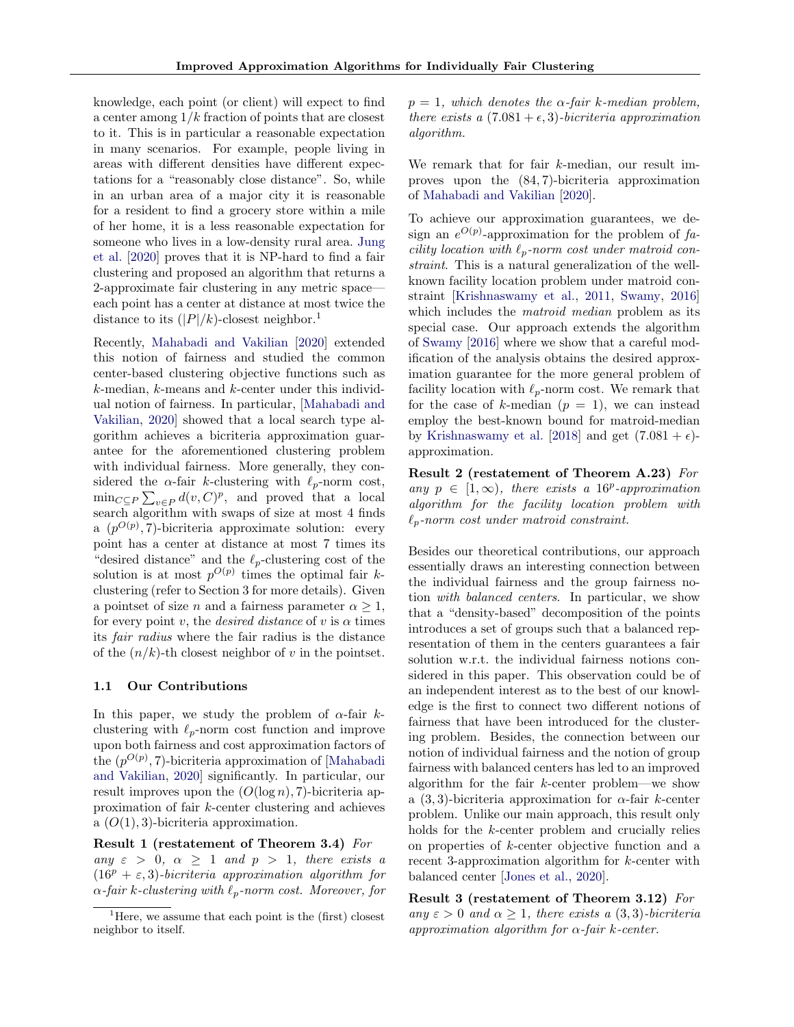knowledge, each point (or client) will expect to find a center among $1/k$ fraction of points that are closest to it. This is in particular a reasonable expectation in many scenarios. For example, people living in areas with different densities have different expectations for a "reasonably close distance". So, while in an urban area of a major city it is reasonable for a resident to find a grocery store within a mile of her home, it is a less reasonable expectation for someone who lives in a low-density rural area. Jung et al. [2020] proves that it is NP-hard to find a fair clustering and proposed an algorithm that returns a 2-approximate fair clustering in any metric space—each point has a center at distance at most twice the distance to its $(|P|/k)$-closest neighbor.[1]

Recently, Mahabadi and Vakilian [2020] extended this notion of fairness and studied the common center-based clustering objective functions such as $k$-median, $k$-means and $k$-center under this individual notion of fairness. In particular, [Mahabadi and Vakilian, 2020] showed that a local search type algorithm achieves a bicriteria approximation guarantee for the aforementioned clustering problem with individual fairness. More generally, they considered the $\alpha$-fair $k$-clustering with $\ell_p$-norm cost, $\min_{C \subseteq P} \sum_{v \in P} d(v, C)^p$, and proved that a local search algorithm with swaps of size at most 4 finds a $(p^{O(p)}, 7)$-bicriteria approximate solution: every point has a center at distance at most 7 times its "desired distance" and the $\ell_p$-clustering cost of the solution is at most $p^{O(p)}$ times the optimal fair $k$-clustering (refer to Section 3 for more details). Given a pointset of size $n$ and a fairness parameter $\alpha \geq 1$, for every point $v$, the *desired distance* of $v$ is $\alpha$ times its *fair radius* where the fair radius is the distance of the $(n/k)$-th closest neighbor of $v$ in the pointset.

### 1.1 Our Contributions

In this paper, we study the problem of $\alpha$-fair $k$-clustering with $\ell_p$-norm cost function and improve upon both fairness and cost approximation factors of the $(p^{O(p)}, 7)$-bicriteria approximation of [Mahabadi and Vakilian, 2020] significantly. In particular, our result improves upon the $(O(\log n), 7)$-bicriteria approximation of fair $k$-center clustering and achieves a $(O(1), 3)$-bicriteria approximation.

**Result 1 (restatement of Theorem 3.4)** *For any $\varepsilon > 0$, $\alpha \geq 1$ and $p > 1$, there exists a $(16^p + \varepsilon, 3)$-bicriteria approximation algorithm for $\alpha$-fair $k$-clustering with $\ell_p$-norm cost. Moreover, for $p = 1$, which denotes the $\alpha$-fair $k$-median problem, there exists a $(7.081 + \epsilon, 3)$-bicriteria approximation algorithm.*

We remark that for fair $k$-median, our result improves upon the $(84, 7)$-bicriteria approximation of Mahabadi and Vakilian [2020].

To achieve our approximation guarantees, we design an $e^{O(p)}$-approximation for the problem of *facility location with $\ell_p$-norm cost under matroid constraint*. This is a natural generalization of the well-known facility location problem under matroid constraint [Krishnaswamy et al., 2011, Swamy, 2016] which includes the *matroid median* problem as its special case. Our approach extends the algorithm of Swamy [2016] where we show that a careful modification of the analysis obtains the desired approximation guarantee for the more general problem of facility location with $\ell_p$-norm cost. We remark that for the case of $k$-median ($p = 1$), we can instead employ the best-known bound for matroid-median by Krishnaswamy et al. [2018] and get $(7.081 + \epsilon)$-approximation.

**Result 2 (restatement of Theorem A.23)** *For any $p \in [1, \infty)$, there exists a $16^p$-approximation algorithm for the facility location problem with $\ell_p$-norm cost under matroid constraint.*

Besides our theoretical contributions, our approach essentially draws an interesting connection between the individual fairness and the group fairness notion *with balanced centers*. In particular, we show that a "density-based" decomposition of the points introduces a set of groups such that a balanced representation of them in the centers guarantees a fair solution w.r.t. the individual fairness notions considered in this paper. This observation could be of an independent interest as to the best of our knowledge is the first to connect two different notions of fairness that have been introduced for the clustering problem. Besides, the connection between our notion of individual fairness and the notion of group fairness with balanced centers has led to an improved algorithm for the fair $k$-center problem—we show a $(3, 3)$-bicriteria approximation for $\alpha$-fair $k$-center problem. Unlike our main approach, this result only holds for the $k$-center problem and crucially relies on properties of $k$-center objective function and a recent 3-approximation algorithm for $k$-center with balanced center [Jones et al., 2020].

**Result 3 (restatement of Theorem 3.12)** *For any $\varepsilon > 0$ and $\alpha \geq 1$, there exists a $(3, 3)$-bicriteria approximation algorithm for $\alpha$-fair $k$-center.*

[1] Here, we assume that each point is the (first) closest neighbor to itself.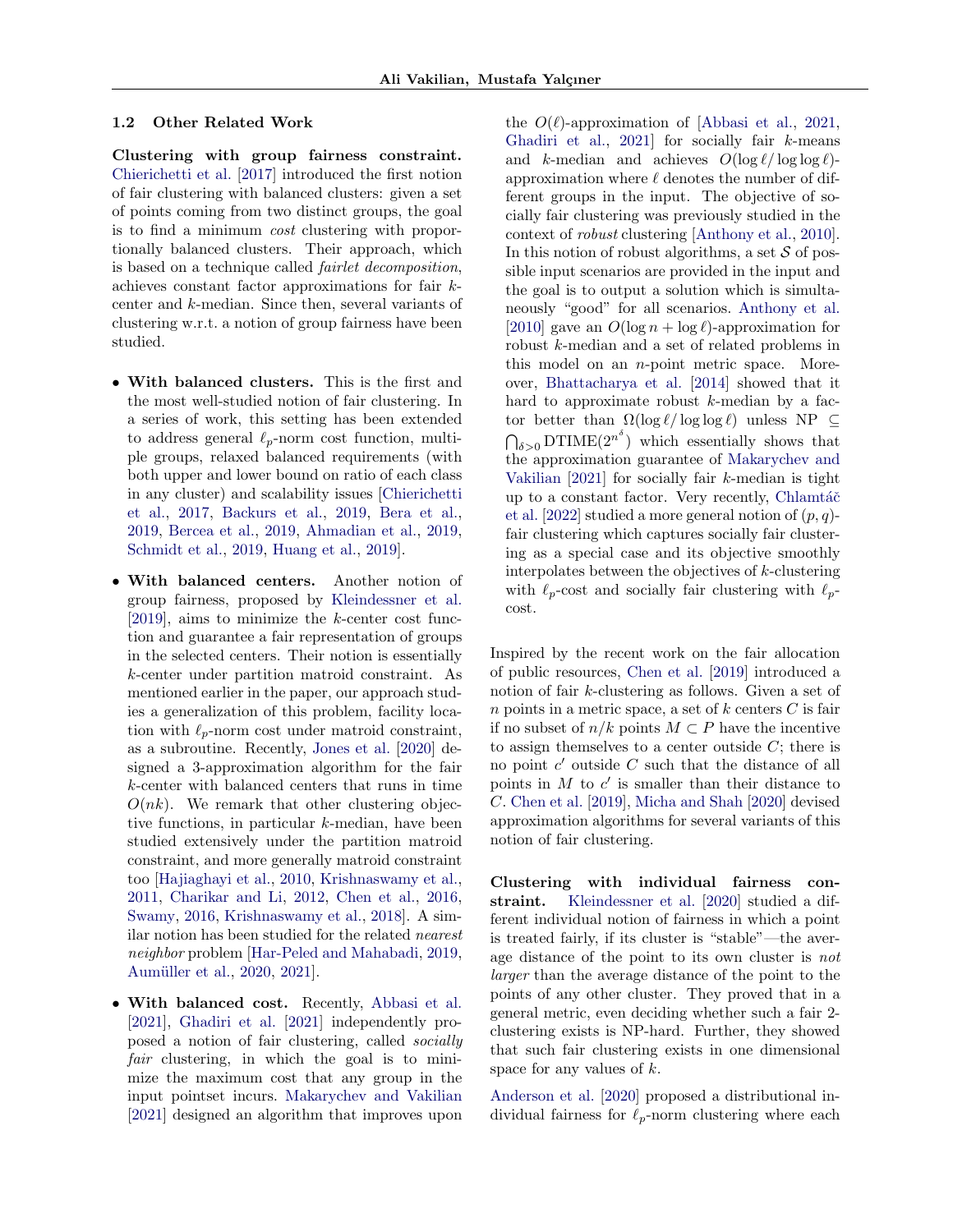### 1.2 Other Related Work

**Clustering with group fairness constraint.** Chierichetti et al. [2017] introduced the first notion of fair clustering with balanced clusters: given a set of points coming from two distinct groups, the goal is to find a minimum *cost* clustering with proportionally balanced clusters. Their approach, which is based on a technique called *fairlet decomposition*, achieves constant factor approximations for fair $k$-center and $k$-median. Since then, several variants of clustering w.r.t. a notion of group fairness have been studied.

- **With balanced clusters.** This is the first and the most well-studied notion of fair clustering. In a series of work, this setting has been extended to address general $\ell_p$-norm cost function, multiple groups, relaxed balanced requirements (with both upper and lower bound on ratio of each class in any cluster) and scalability issues [Chierichetti et al., 2017, Backurs et al., 2019, Bera et al., 2019, Bercea et al., 2019, Ahmadian et al., 2019, Schmidt et al., 2019, Huang et al., 2019].

- **With balanced centers.** Another notion of group fairness, proposed by Kleindessner et al. [2019], aims to minimize the $k$-center cost function and guarantee a fair representation of groups in the selected centers. Their notion is essentially $k$-center under partition matroid constraint. As mentioned earlier in the paper, our approach studies a generalization of this problem, facility location with $\ell_p$-norm cost under matroid constraint, as a subroutine. Recently, Jones et al. [2020] designed a 3-approximation algorithm for the fair $k$-center with balanced centers that runs in time $O(nk)$. We remark that other clustering objective functions, in particular $k$-median, have been studied extensively under the partition matroid constraint, and more generally matroid constraint too [Hajiaghayi et al., 2010, Krishnaswamy et al., 2011, Charikar and Li, 2012, Chen et al., 2016, Swamy, 2016, Krishnaswamy et al., 2018]. A similar notion has been studied for the related *nearest neighbor* problem [Har-Peled and Mahabadi, 2019, Aumüller et al., 2020, 2021].

- **With balanced cost.** Recently, Abbasi et al. [2021], Ghadiri et al. [2021] independently proposed a notion of fair clustering, called *socially fair* clustering, in which the goal is to minimize the maximum cost that any group in the input pointset incurs. Makarychev and Vakilian [2021] designed an algorithm that improves upon the $O(\ell)$-approximation of [Abbasi et al., 2021, Ghadiri et al., 2021] for socially fair $k$-means and $k$-median and achieves $O(\log \ell / \log\log \ell)$-approximation where $\ell$ denotes the number of different groups in the input. The objective of socially fair clustering was previously studied in the context of *robust* clustering [Anthony et al., 2010]. In this notion of robust algorithms, a set $\mathcal{S}$ of possible input scenarios are provided in the input and the goal is to output a solution which is simultaneously "good" for all scenarios. Anthony et al. [2010] gave an $O(\log n + \log \ell)$-approximation for robust $k$-median and a set of related problems in this model on an $n$-point metric space. Moreover, Bhattacharya et al. [2014] showed that it hard to approximate robust $k$-median by a factor better than $\Omega(\log \ell / \log\log \ell)$ unless $\mathrm{NP} \subseteq \bigcap_{\delta>0} \mathrm{DTIME}(2^{n^{\delta}})$ which essentially shows that the approximation guarantee of Makarychev and Vakilian [2021] for socially fair $k$-median is tight up to a constant factor. Very recently, Chlamtáč et al. [2022] studied a more general notion of $(p, q)$-fair clustering which captures socially fair clustering as a special case and its objective smoothly interpolates between the objectives of $k$-clustering with $\ell_p$-cost and socially fair clustering with $\ell_p$-cost.

Inspired by the recent work on the fair allocation of public resources, Chen et al. [2019] introduced a notion of fair $k$-clustering as follows. Given a set of $n$ points in a metric space, a set of $k$ centers $C$ is fair if no subset of $n/k$ points $M \subset P$ have the incentive to assign themselves to a center outside $C$; there is no point $c'$ outside $C$ such that the distance of all points in $M$ to $c'$ is smaller than their distance to $C$. Chen et al. [2019], Micha and Shah [2020] devised approximation algorithms for several variants of this notion of fair clustering.

**Clustering with individual fairness constraint.** Kleindessner et al. [2020] studied a different individual notion of fairness in which a point is treated fairly, if its cluster is "stable"—the average distance of the point to its own cluster is *not larger* than the average distance of the point to the points of any other cluster. They proved that in a general metric, even deciding whether such a fair 2-clustering exists is NP-hard. Further, they showed that such fair clustering exists in one dimensional space for any values of $k$.

Anderson et al. [2020] proposed a distributional individual fairness for $\ell_p$-norm clustering where each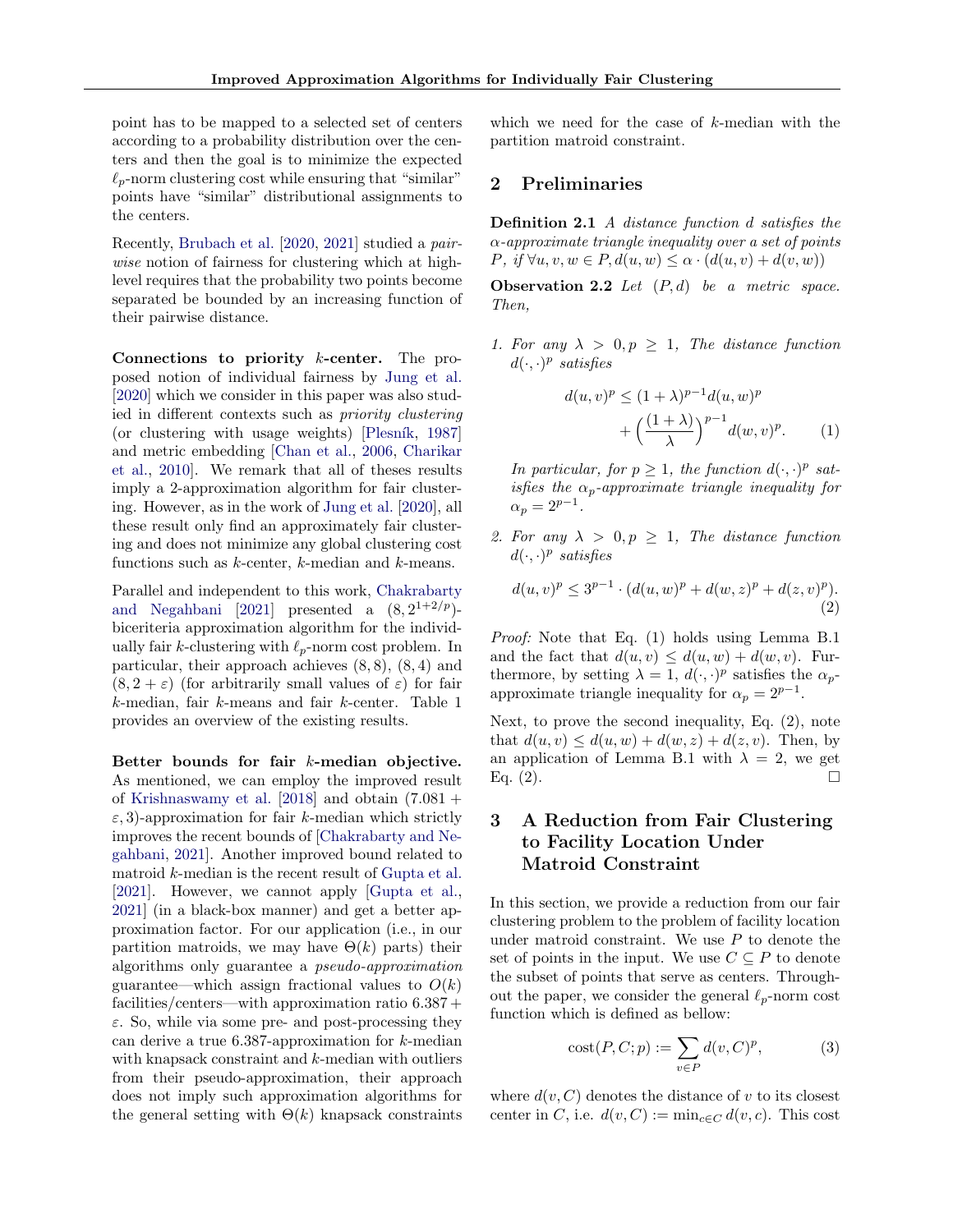point has to be mapped to a selected set of centers according to a probability distribution over the centers and then the goal is to minimize the expected $\ell_p$-norm clustering cost while ensuring that "similar" points have "similar" distributional assignments to the centers.

Recently, Brubach et al. [2020, 2021] studied a *pairwise* notion of fairness for clustering which at high-level requires that the probability two points become separated be bounded by an increasing function of their pairwise distance.

**Connections to priority $k$-center.** The proposed notion of individual fairness by Jung et al. [2020] which we consider in this paper was also studied in different contexts such as *priority clustering* (or clustering with usage weights) [Plesník, 1987] and metric embedding [Chan et al., 2006, Charikar et al., 2010]. We remark that all of theses results imply a 2-approximation algorithm for fair clustering. However, as in the work of Jung et al. [2020], all these result only find an approximately fair clustering and does not minimize any global clustering cost functions such as $k$-center, $k$-median and $k$-means.

Parallel and independent to this work, Chakrabarty and Negahbani [2021] presented a $(8, 2^{1+2/p})$-bicriteria approximation algorithm for the individually fair $k$-clustering with $\ell_p$-norm cost problem. In particular, their approach achieves $(8, 8)$, $(8, 4)$ and $(8, 2+\varepsilon)$ (for arbitrarily small values of $\varepsilon$) for fair $k$-median, fair $k$-means and fair $k$-center. Table 1 provides an overview of the existing results.

**Better bounds for fair $k$-median objective.** As mentioned, we can employ the improved result of Krishnaswamy et al. [2018] and obtain $(7.081 + \varepsilon, 3)$-approximation for fair $k$-median which strictly improves the recent bounds of [Chakrabarty and Negahbani, 2021]. Another improved bound related to matroid $k$-median is the recent result of Gupta et al. [2021]. However, we cannot apply [Gupta et al., 2021] (in a black-box manner) and get a better approximation factor. For our application (i.e., in our partition matroids, we may have $\Theta(k)$ parts) their algorithms only guarantee a *pseudo-approximation* guarantee—which assign fractional values to $O(k)$ facilities/centers—with approximation ratio $6.387 + \varepsilon$. So, while via some pre- and post-processing they can derive a true 6.387-approximation for $k$-median with knapsack constraint and $k$-median with outliers from their pseudo-approximation, their approach does not imply such approximation algorithms for the general setting with $\Theta(k)$ knapsack constraints which we need for the case of $k$-median with the partition matroid constraint.

## 2 Preliminaries

**Definition 2.1** *A distance function $d$ satisfies the $\alpha$-approximate triangle inequality over a set of points $P$, if $\forall u, v, w \in P, d(u, w) \leq \alpha \cdot (d(u, v) + d(v, w))$*

**Observation 2.2** *Let $(P, d)$ be a metric space. Then,*

1. *For any $\lambda > 0, p \geq 1$, The distance function $d(\cdot, \cdot)^p$ satisfies*
$$d(u, v)^p \leq (1+\lambda)^{p-1} d(u, w)^p + \Big(\frac{(1+\lambda)}{\lambda}\Big)^{p-1} d(w, v)^p. \qquad (1)$$
*In particular, for $p \geq 1$, the function $d(\cdot, \cdot)^p$ satisfies the $\alpha_p$-approximate triangle inequality for $\alpha_p = 2^{p-1}$.*

2. *For any $\lambda > 0, p \geq 1$, The distance function $d(\cdot, \cdot)^p$ satisfies*
$$d(u, v)^p \leq 3^{p-1} \cdot (d(u, w)^p + d(w, z)^p + d(z, v)^p). \qquad (2)$$

*Proof:* Note that Eq. (1) holds using Lemma B.1 and the fact that $d(u, v) \leq d(u, w) + d(w, v)$. Furthermore, by setting $\lambda = 1$, $d(\cdot, \cdot)^p$ satisfies the $\alpha_p$-approximate triangle inequality for $\alpha_p = 2^{p-1}$.

Next, to prove the second inequality, Eq. (2), note that $d(u, v) \leq d(u, w) + d(w, z) + d(z, v)$. Then, by an application of Lemma B.1 with $\lambda = 2$, we get Eq. (2). □

## 3 A Reduction from Fair Clustering to Facility Location Under Matroid Constraint

In this section, we provide a reduction from our fair clustering problem to the problem of facility location under matroid constraint. We use $P$ to denote the set of points in the input. We use $C \subseteq P$ to denote the subset of points that serve as centers. Throughout the paper, we consider the general $\ell_p$-norm cost function which is defined as bellow:

$$\mathrm{cost}(P, C; p) := \sum_{v \in P} d(v, C)^p, \qquad (3)$$

where $d(v, C)$ denotes the distance of $v$ to its closest center in $C$, i.e. $d(v, C) := \min_{c \in C} d(v, c)$. This cost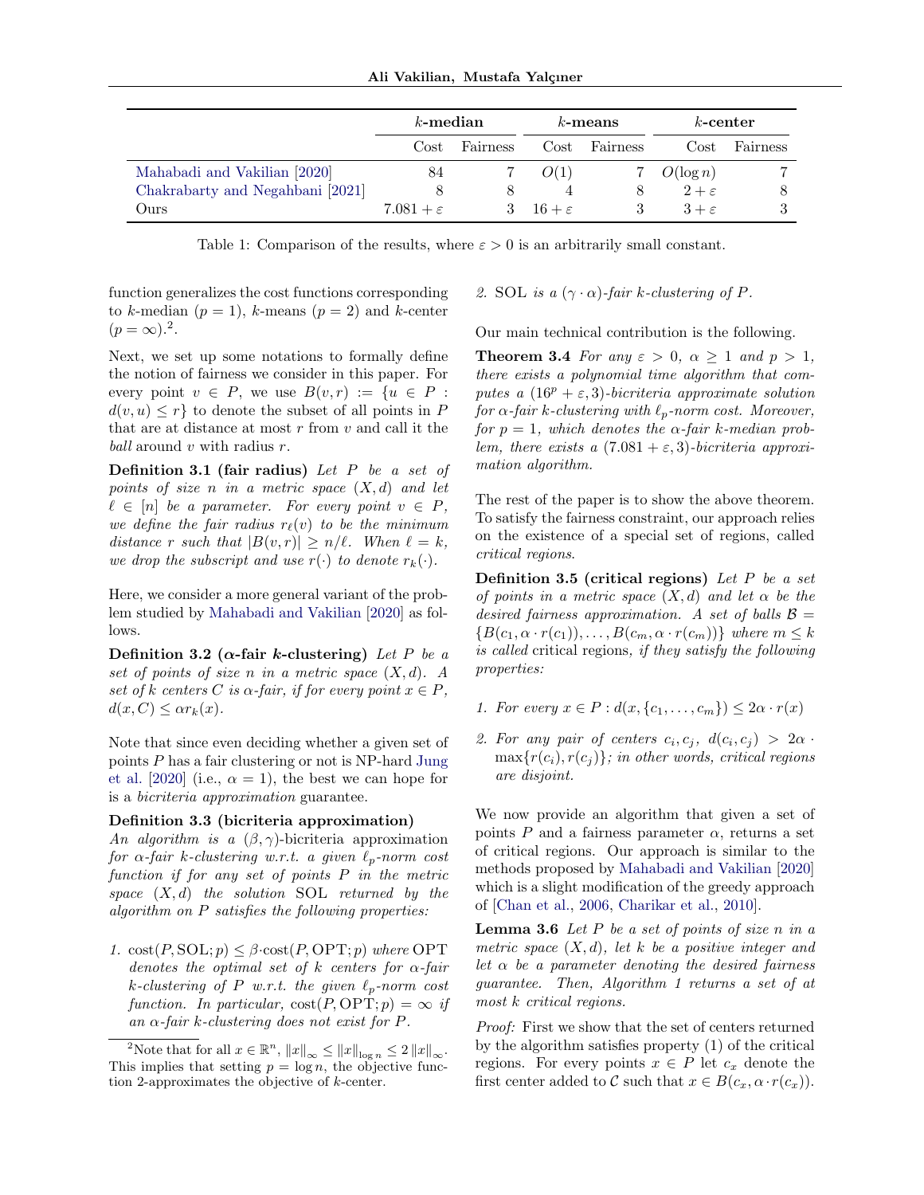| | $k$-median | | $k$-means | | $k$-center | |
|---|---|---|---|---|---|---|
| | Cost | Fairness | Cost | Fairness | Cost | Fairness |
| Mahabadi and Vakilian [2020] | 84 | 7 | $O(1)$ | 7 | $O(\log n)$ | 7 |
| Chakrabarty and Negahbani [2021] | 8 | 8 | 4 | 8 | $2+\varepsilon$ | 8 |
| Ours | $7.081+\varepsilon$ | 3 | $16+\varepsilon$ | 3 | $3+\varepsilon$ | 3 |

Table 1: Comparison of the results, where $\varepsilon > 0$ is an arbitrarily small constant.

function generalizes the cost functions corresponding to $k$-median ($p = 1$), $k$-means ($p = 2$) and $k$-center ($p = \infty$).[2].

Next, we set up some notations to formally define the notion of fairness we consider in this paper. For every point $v \in P$, we use $B(v, r) := \{u \in P : d(v, u) \le r\}$ to denote the subset of all points in $P$ that are at distance at most $r$ from $v$ and call it the *ball* around $v$ with radius $r$.

**Definition 3.1 (fair radius)** *Let $P$ be a set of points of size $n$ in a metric space $(X, d)$ and let $\ell \in [n]$ be a parameter. For every point $v \in P$, we define the fair radius $r_\ell(v)$ to be the minimum distance $r$ such that $|B(v, r)| \ge n/\ell$. When $\ell = k$, we drop the subscript and use $r(\cdot)$ to denote $r_k(\cdot)$.*

Here, we consider a more general variant of the problem studied by Mahabadi and Vakilian [2020] as follows.

**Definition 3.2 ($\alpha$-fair $k$-clustering)** *Let $P$ be a set of points of size $n$ in a metric space $(X, d)$. A set of $k$ centers $C$ is $\alpha$-fair, if for every point $x \in P$, $d(x, C) \le \alpha r_k(x)$.*

Note that since even deciding whether a given set of points $P$ has a fair clustering or not is NP-hard Jung et al. [2020] (i.e., $\alpha = 1$), the best we can hope for is a *bicriteria approximation* guarantee.

**Definition 3.3 (bicriteria approximation)** *An algorithm is a $(\beta, \gamma)$-bicriteria approximation for $\alpha$-fair $k$-clustering w.r.t. a given $\ell_p$-norm cost function if for any set of points $P$ in the metric space $(X, d)$ the solution SOL returned by the algorithm on $P$ satisfies the following properties:*

1. *$\mathrm{cost}(P, \mathrm{SOL}; p) \le \beta \cdot \mathrm{cost}(P, \mathrm{OPT}; p)$ where OPT denotes the optimal set of $k$ centers for $\alpha$-fair $k$-clustering of $P$ w.r.t. the given $\ell_p$-norm cost function. In particular, $\mathrm{cost}(P, \mathrm{OPT}; p) = \infty$ if an $\alpha$-fair $k$-clustering does not exist for $P$.*
2. *SOL is a $(\gamma \cdot \alpha)$-fair $k$-clustering of $P$.*

Our main technical contribution is the following.

**Theorem 3.4** *For any $\varepsilon > 0$, $\alpha \ge 1$ and $p > 1$, there exists a polynomial time algorithm that computes a $(16^p + \varepsilon, 3)$-bicriteria approximate solution for $\alpha$-fair $k$-clustering with $\ell_p$-norm cost. Moreover, for $p = 1$, which denotes the $\alpha$-fair $k$-median problem, there exists a $(7.081 + \varepsilon, 3)$-bicriteria approximation algorithm.*

The rest of the paper is to show the above theorem. To satisfy the fairness constraint, our approach relies on the existence of a special set of regions, called *critical regions*.

**Definition 3.5 (critical regions)** *Let $P$ be a set of points in a metric space $(X, d)$ and let $\alpha$ be the desired fairness approximation. A set of balls $\mathcal{B} = \{B(c_1, \alpha \cdot r(c_1)), \ldots, B(c_m, \alpha \cdot r(c_m))\}$ where $m \le k$ is called* critical regions, *if they satisfy the following properties:*

1. *For every $x \in P : d(x, \{c_1, \ldots, c_m\}) \le 2\alpha \cdot r(x)$*
2. *For any pair of centers $c_i, c_j$, $d(c_i, c_j) > 2\alpha \cdot \max\{r(c_i), r(c_j)\}$; in other words, critical regions are disjoint.*

We now provide an algorithm that given a set of points $P$ and a fairness parameter $\alpha$, returns a set of critical regions. Our approach is similar to the methods proposed by Mahabadi and Vakilian [2020] which is a slight modification of the greedy approach of [Chan et al., 2006, Charikar et al., 2010].

**Lemma 3.6** *Let $P$ be a set of points of size $n$ in a metric space $(X, d)$, let $k$ be a positive integer and let $\alpha$ be a parameter denoting the desired fairness guarantee. Then, Algorithm 1 returns a set of at most $k$ critical regions.*

*Proof:* First we show that the set of centers returned by the algorithm satisfies property (1) of the critical regions. For every points $x \in P$ let $c_x$ denote the first center added to $\mathcal{C}$ such that $x \in B(c_x, \alpha \cdot r(c_x))$.

[2]Note that for all $x \in \mathbb{R}^n$, $\|x\|_\infty \le \|x\|_{\log n} \le 2\|x\|_\infty$. This implies that setting $p = \log n$, the objective function 2-approximates the objective of $k$-center.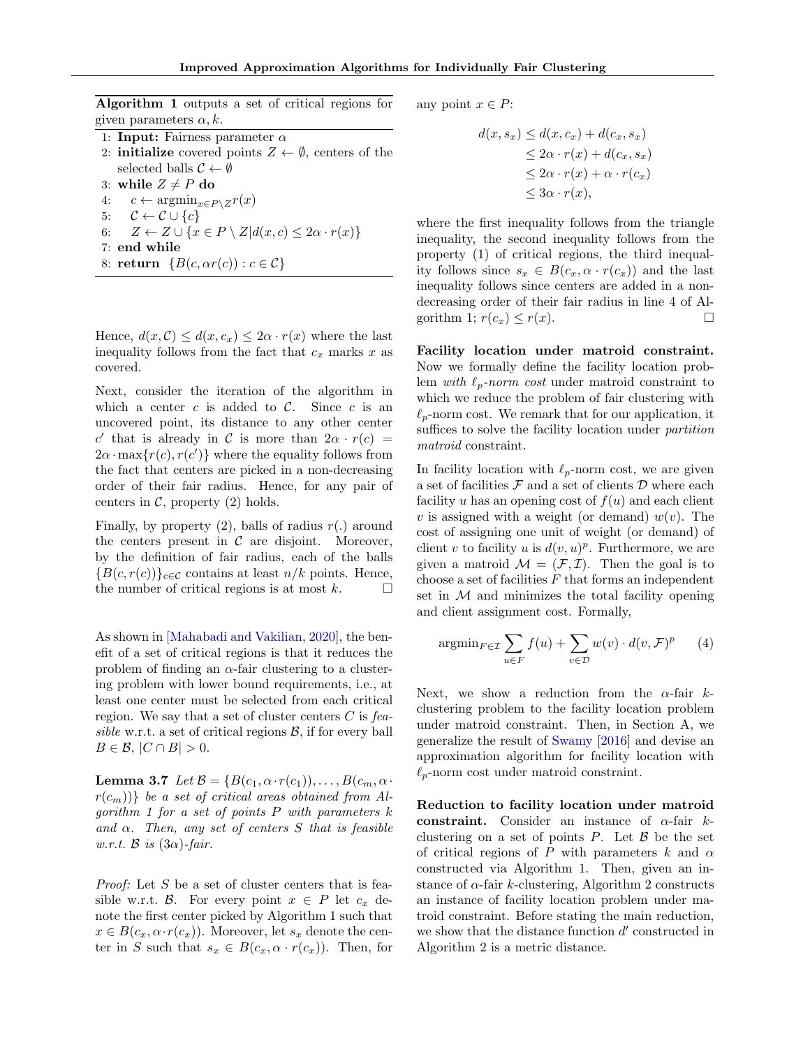**Algorithm 1** outputs a set of critical regions for given parameters $\alpha, k$.

```
1: Input: Fairness parameter α
2: initialize covered points Z ← ∅, centers of the
   selected balls C ← ∅
3: while Z ≠ P do
4:    c ← argmin_{x∈P\Z} r(x)
5:    C ← C ∪ {c}
6:    Z ← Z ∪ {x ∈ P \ Z | d(x, c) ≤ 2α · r(x)}
7: end while
8: return {B(c, αr(c)) : c ∈ C}
```

Hence, $d(x, \mathcal{C}) \leq d(x, c_x) \leq 2\alpha \cdot r(x)$ where the last inequality follows from the fact that $c_x$ marks $x$ as covered.

Next, consider the iteration of the algorithm in which a center $c$ is added to $\mathcal{C}$. Since $c$ is an uncovered point, its distance to any other center $c'$ that is already in $\mathcal{C}$ is more than $2\alpha \cdot r(c) = 2\alpha \cdot \max\{r(c), r(c')\}$ where the equality follows from the fact that centers are picked in a non-decreasing order of their fair radius. Hence, for any pair of centers in $\mathcal{C}$, property (2) holds.

Finally, by property (2), balls of radius $r(.)$ around the centers present in $\mathcal{C}$ are disjoint. Moreover, by the definition of fair radius, each of the balls $\{B(c, r(c))\}_{c\in\mathcal{C}}$ contains at least $n/k$ points. Hence, the number of critical regions is at most $k$. $\square$

As shown in [Mahabadi and Vakilian, 2020], the benefit of a set of critical regions is that it reduces the problem of finding an $\alpha$-fair clustering to a clustering problem with lower bound requirements, i.e., at least one center must be selected from each critical region. We say that a set of cluster centers $C$ is *feasible* w.r.t. a set of critical regions $\mathcal{B}$, if for every ball $B \in \mathcal{B}$, $|C \cap B| > 0$.

**Lemma 3.7** *Let $\mathcal{B} = \{B(c_1, \alpha \cdot r(c_1)), \ldots, B(c_m, \alpha \cdot r(c_m))\}$ be a set of critical areas obtained from Algorithm 1 for a set of points $P$ with parameters $k$ and $\alpha$. Then, any set of centers $S$ that is feasible w.r.t. $\mathcal{B}$ is $(3\alpha)$-fair.*

*Proof:* Let $S$ be a set of cluster centers that is feasible w.r.t. $\mathcal{B}$. For every point $x \in P$ let $c_x$ denote the first center picked by Algorithm 1 such that $x \in B(c_x, \alpha \cdot r(c_x))$. Moreover, let $s_x$ denote the center in $S$ such that $s_x \in B(c_x, \alpha \cdot r(c_x))$. Then, for any point $x \in P$:

$$
\begin{aligned}
d(x, s_x) &\leq d(x, c_x) + d(c_x, s_x) \\
&\leq 2\alpha \cdot r(x) + d(c_x, s_x) \\
&\leq 2\alpha \cdot r(x) + \alpha \cdot r(c_x) \\
&\leq 3\alpha \cdot r(x),
\end{aligned}
$$

where the first inequality follows from the triangle inequality, the second inequality follows from the property (1) of critical regions, the third inequality follows since $s_x \in B(c_x, \alpha \cdot r(c_x))$ and the last inequality follows since centers are added in a non-decreasing order of their fair radius in line 4 of Algorithm 1; $r(c_x) \leq r(x)$. $\square$

**Facility location under matroid constraint.** Now we formally define the facility location problem *with $\ell_p$-norm cost* under matroid constraint to which we reduce the problem of fair clustering with $\ell_p$-norm cost. We remark that for our application, it suffices to solve the facility location under *partition matroid* constraint.

In facility location with $\ell_p$-norm cost, we are given a set of facilities $\mathcal{F}$ and a set of clients $\mathcal{D}$ where each facility $u$ has an opening cost of $f(u)$ and each client $v$ is assigned with a weight (or demand) $w(v)$. The cost of assigning one unit of weight (or demand) of client $v$ to facility $u$ is $d(v, u)^p$. Furthermore, we are given a matroid $\mathcal{M} = (\mathcal{F}, \mathcal{I})$. Then the goal is to choose a set of facilities $F$ that forms an independent set in $\mathcal{M}$ and minimizes the total facility opening and client assignment cost. Formally,

$$
\operatorname{argmin}_{F\in\mathcal{I}} \sum_{u\in F} f(u) + \sum_{v\in\mathcal{D}} w(v) \cdot d(v, \mathcal{F})^p \qquad (4)
$$

Next, we show a reduction from the $\alpha$-fair $k$-clustering problem to the facility location problem under matroid constraint. Then, in Section A, we generalize the result of Swamy [2016] and devise an approximation algorithm for facility location with $\ell_p$-norm cost under matroid constraint.

**Reduction to facility location under matroid constraint.** Consider an instance of $\alpha$-fair $k$-clustering on a set of points $P$. Let $\mathcal{B}$ be the set of critical regions of $P$ with parameters $k$ and $\alpha$ constructed via Algorithm 1. Then, given an instance of $\alpha$-fair $k$-clustering, Algorithm 2 constructs an instance of facility location problem under matroid constraint. Before stating the main reduction, we show that the distance function $d'$ constructed in Algorithm 2 is a metric distance.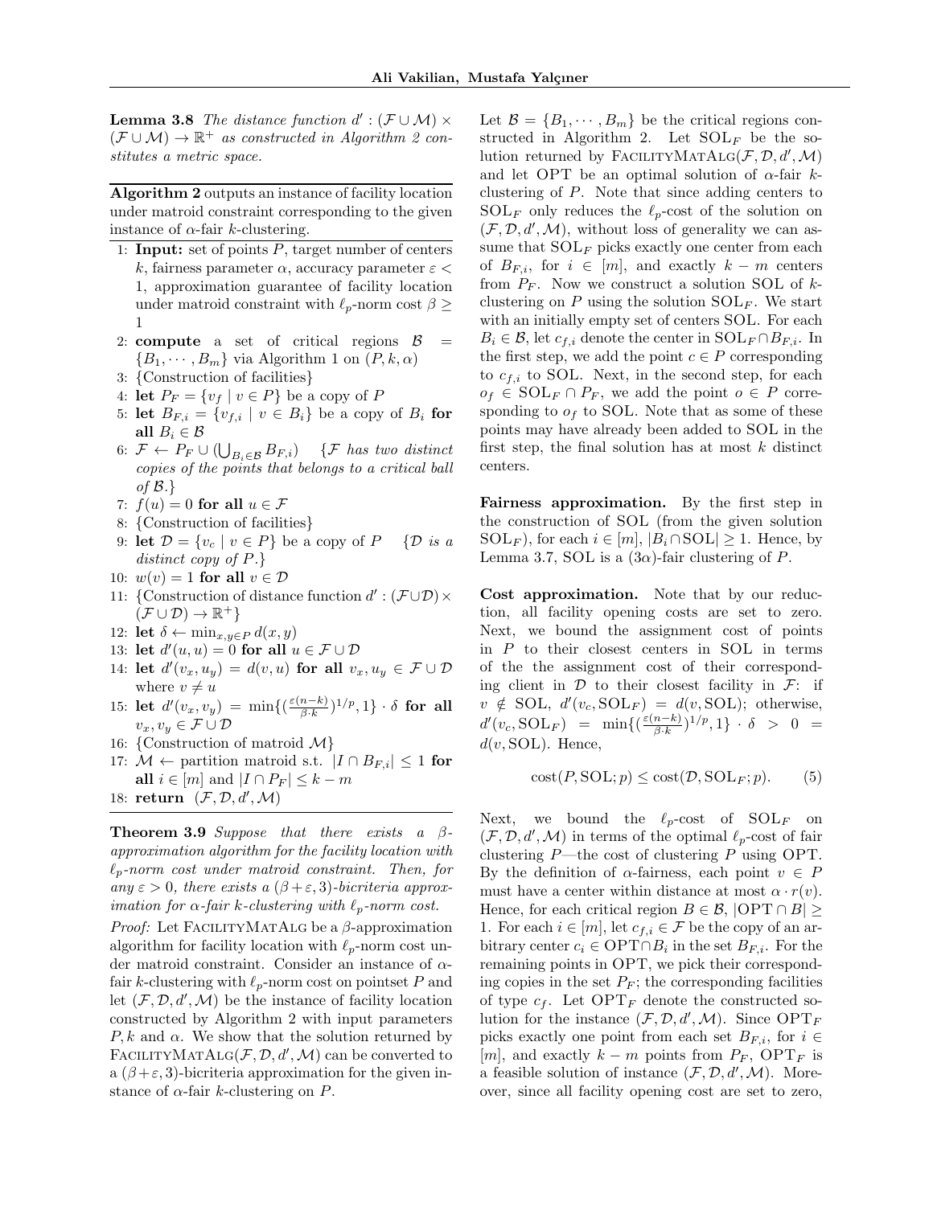**Lemma 3.8** *The distance function $d' : (\mathcal{F} \cup \mathcal{M}) \times (\mathcal{F} \cup \mathcal{M}) \to \mathbb{R}^+$ as constructed in Algorithm 2 constitutes a metric space.*

**Algorithm 2** outputs an instance of facility location under matroid constraint corresponding to the given instance of $\alpha$-fair $k$-clustering.

1: **Input:** set of points $P$, target number of centers $k$, fairness parameter $\alpha$, accuracy parameter $\varepsilon < 1$, approximation guarantee of facility location under matroid constraint with $\ell_p$-norm cost $\beta \geq 1$
2: **compute** a set of critical regions $\mathcal{B} = \{B_1, \cdots, B_m\}$ via Algorithm 1 on $(P, k, \alpha)$
3: {Construction of facilities}
4: **let** $P_F = \{v_f \mid v \in P\}$ be a copy of $P$
5: **let** $B_{F,i} = \{v_{f,i} \mid v \in B_i\}$ be a copy of $B_i$ **for all** $B_i \in \mathcal{B}$
6: $\mathcal{F} \leftarrow P_F \cup (\bigcup_{B_i \in \mathcal{B}} B_{F,i})$ {*$\mathcal{F}$ has two distinct copies of the points that belongs to a critical ball of $\mathcal{B}$.*}
7: $f(u) = 0$ **for all** $u \in \mathcal{F}$
8: {Construction of facilities}
9: **let** $\mathcal{D} = \{v_c \mid v \in P\}$ be a copy of $P$ {*$\mathcal{D}$ is a distinct copy of $P$.*}
10: $w(v) = 1$ **for all** $v \in \mathcal{D}$
11: {Construction of distance function $d' : (\mathcal{F} \cup \mathcal{D}) \times (\mathcal{F} \cup \mathcal{D}) \to \mathbb{R}^+$}
12: **let** $\delta \leftarrow \min_{x,y \in P} d(x, y)$
13: **let** $d'(u, u) = 0$ **for all** $u \in \mathcal{F} \cup \mathcal{D}$
14: **let** $d'(v_x, u_y) = d(v, u)$ **for all** $v_x, u_y \in \mathcal{F} \cup \mathcal{D}$ where $v \neq u$
15: **let** $d'(v_x, v_y) = \min\{(\frac{\varepsilon(n-k)}{\beta \cdot k})^{1/p}, 1\} \cdot \delta$ **for all** $v_x, v_y \in \mathcal{F} \cup \mathcal{D}$
16: {Construction of matroid $\mathcal{M}$}
17: $\mathcal{M} \leftarrow$ partition matroid s.t. $|I \cap B_{F,i}| \leq 1$ **for all** $i \in [m]$ and $|I \cap P_F| \leq k - m$
18: **return** $(\mathcal{F}, \mathcal{D}, d', \mathcal{M})$

**Theorem 3.9** *Suppose that there exists a $\beta$-approximation algorithm for the facility location with $\ell_p$-norm cost under matroid constraint. Then, for any $\varepsilon > 0$, there exists a $(\beta + \varepsilon, 3)$-bicriteria approximation for $\alpha$-fair $k$-clustering with $\ell_p$-norm cost.*

*Proof:* Let FacilityMatAlg be a $\beta$-approximation algorithm for facility location with $\ell_p$-norm cost under matroid constraint. Consider an instance of $\alpha$-fair $k$-clustering with $\ell_p$-norm cost on pointset $P$ and let $(\mathcal{F}, \mathcal{D}, d', \mathcal{M})$ be the instance of facility location constructed by Algorithm 2 with input parameters $P, k$ and $\alpha$. We show that the solution returned by FacilityMatAlg$(\mathcal{F}, \mathcal{D}, d', \mathcal{M})$ can be converted to a $(\beta + \varepsilon, 3)$-bicriteria approximation for the given instance of $\alpha$-fair $k$-clustering on $P$.

Let $\mathcal{B} = \{B_1, \cdots, B_m\}$ be the critical regions constructed in Algorithm 2. Let $\mathrm{SOL}_F$ be the solution returned by FacilityMatAlg$(\mathcal{F}, \mathcal{D}, d', \mathcal{M})$ and let OPT be an optimal solution of $\alpha$-fair $k$-clustering of $P$. Note that since adding centers to $\mathrm{SOL}_F$ only reduces the $\ell_p$-cost of the solution on $(\mathcal{F}, \mathcal{D}, d', \mathcal{M})$, without loss of generality we can assume that $\mathrm{SOL}_F$ picks exactly one center from each of $B_{F,i}$, for $i \in [m]$, and exactly $k - m$ centers from $P_F$. Now we construct a solution SOL of $k$-clustering on $P$ using the solution $\mathrm{SOL}_F$. We start with an initially empty set of centers SOL. For each $B_i \in \mathcal{B}$, let $c_{f,i}$ denote the center in $\mathrm{SOL}_F \cap B_{F,i}$. In the first step, we add the point $c \in P$ corresponding to $c_{f,i}$ to SOL. Next, in the second step, for each $o_f \in \mathrm{SOL}_F \cap P_F$, we add the point $o \in P$ corresponding to $o_f$ to SOL. Note that as some of these points may have already been added to SOL in the first step, the final solution has at most $k$ distinct centers.

**Fairness approximation.** By the first step in the construction of SOL (from the given solution $\mathrm{SOL}_F$), for each $i \in [m]$, $|B_i \cap \mathrm{SOL}| \geq 1$. Hence, by Lemma 3.7, SOL is a $(3\alpha)$-fair clustering of $P$.

**Cost approximation.** Note that by our reduction, all facility opening costs are set to zero. Next, we bound the assignment cost of points in $P$ to their closest centers in SOL in terms of the the assignment cost of their corresponding client in $\mathcal{D}$ to their closest facility in $\mathcal{F}$: if $v \notin \mathrm{SOL}$, $d'(v_c, \mathrm{SOL}_F) = d(v, \mathrm{SOL})$; otherwise, $d'(v_c, \mathrm{SOL}_F) = \min\{(\frac{\varepsilon(n-k)}{\beta \cdot k})^{1/p}, 1\} \cdot \delta > 0 = d(v, \mathrm{SOL})$. Hence,

$$\mathrm{cost}(P, \mathrm{SOL}; p) \leq \mathrm{cost}(\mathcal{D}, \mathrm{SOL}_F; p). \qquad (5)$$

Next, we bound the $\ell_p$-cost of $\mathrm{SOL}_F$ on $(\mathcal{F}, \mathcal{D}, d', \mathcal{M})$ in terms of the optimal $\ell_p$-cost of fair clustering $P$—the cost of clustering $P$ using OPT. By the definition of $\alpha$-fairness, each point $v \in P$ must have a center within distance at most $\alpha \cdot r(v)$. Hence, for each critical region $B \in \mathcal{B}$, $|\mathrm{OPT} \cap B| \geq 1$. For each $i \in [m]$, let $c_{f,i} \in \mathcal{F}$ be the copy of an arbitrary center $c_i \in \mathrm{OPT} \cap B_i$ in the set $B_{F,i}$. For the remaining points in OPT, we pick their corresponding copies in the set $P_F$; the corresponding facilities of type $c_f$. Let $\mathrm{OPT}_F$ denote the constructed solution for the instance $(\mathcal{F}, \mathcal{D}, d', \mathcal{M})$. Since $\mathrm{OPT}_F$ picks exactly one point from each set $B_{F,i}$, for $i \in [m]$, and exactly $k - m$ points from $P_F$, $\mathrm{OPT}_F$ is a feasible solution of instance $(\mathcal{F}, \mathcal{D}, d', \mathcal{M})$. Moreover, since all facility opening cost are set to zero,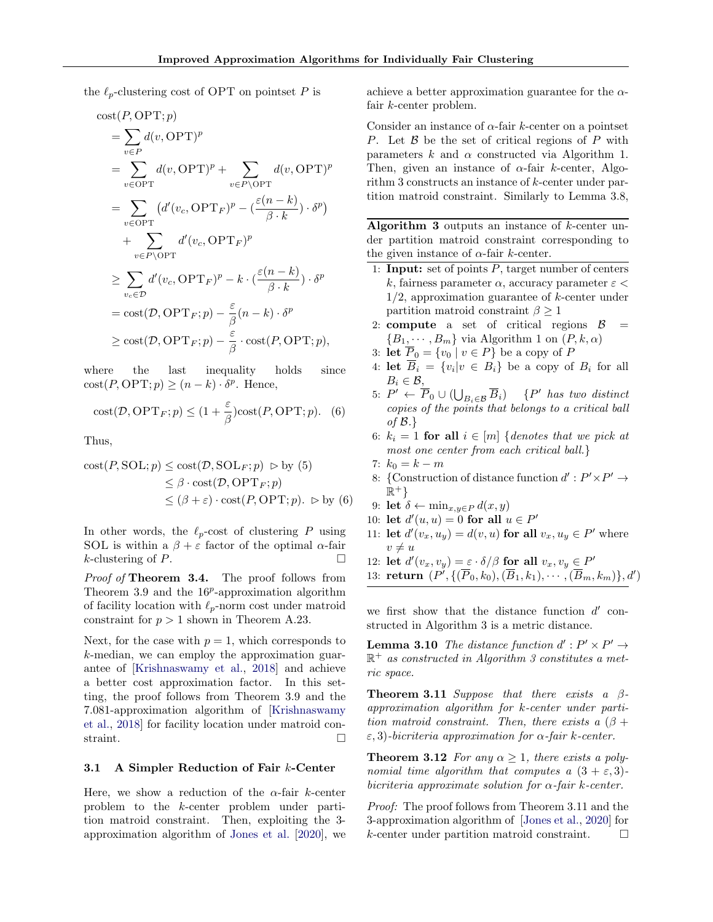the $\ell_p$-clustering cost of OPT on pointset $P$ is

$$
\begin{aligned}
&\text{cost}(P, \text{OPT}; p) \\
&= \sum_{v \in P} d(v, \text{OPT})^p \\
&= \sum_{v \in \text{OPT}} d(v, \text{OPT})^p + \sum_{v \in P \setminus \text{OPT}} d(v, \text{OPT})^p \\
&= \sum_{v \in \text{OPT}} \left(d'(v_c, \text{OPT}_F)^p - (\frac{\varepsilon(n-k)}{\beta \cdot k}) \cdot \delta^p\right) \\
&\quad + \sum_{v \in P \setminus \text{OPT}} d'(v_c, \text{OPT}_F)^p \\
&\geq \sum_{v_c \in \mathcal{D}} d'(v_c, \text{OPT}_F)^p - k \cdot (\frac{\varepsilon(n-k)}{\beta \cdot k}) \cdot \delta^p \\
&= \text{cost}(\mathcal{D}, \text{OPT}_F; p) - \frac{\varepsilon}{\beta}(n-k) \cdot \delta^p \\
&\geq \text{cost}(\mathcal{D}, \text{OPT}_F; p) - \frac{\varepsilon}{\beta} \cdot \text{cost}(P, \text{OPT}; p),
\end{aligned}
$$

where the last inequality holds since $\text{cost}(P, \text{OPT}; p) \geq (n-k) \cdot \delta^p$. Hence,

$$
\text{cost}(\mathcal{D}, \text{OPT}_F; p) \leq (1 + \frac{\varepsilon}{\beta})\text{cost}(P, \text{OPT}; p). \quad (6)
$$

Thus,

$$
\begin{aligned}
\text{cost}(P, \text{SOL}; p) &\leq \text{cost}(\mathcal{D}, \text{SOL}_F; p) && \triangleright \text{ by (5)} \\
&\leq \beta \cdot \text{cost}(\mathcal{D}, \text{OPT}_F; p) \\
&\leq (\beta + \varepsilon) \cdot \text{cost}(P, \text{OPT}; p). && \triangleright \text{ by (6)}
\end{aligned}
$$

In other words, the $\ell_p$-cost of clustering $P$ using SOL is within a $\beta + \varepsilon$ factor of the optimal $\alpha$-fair $k$-clustering of $P$. □

*Proof of* **Theorem 3.4.** The proof follows from Theorem 3.9 and the $16^p$-approximation algorithm of facility location with $\ell_p$-norm cost under matroid constraint for $p > 1$ shown in Theorem A.23.

Next, for the case with $p = 1$, which corresponds to $k$-median, we can employ the approximation guarantee of [Krishnaswamy et al., 2018] and achieve a better cost approximation factor. In this setting, the proof follows from Theorem 3.9 and the 7.081-approximation algorithm of [Krishnaswamy et al., 2018] for facility location under matroid constraint. □

### 3.1 A Simpler Reduction of Fair $k$-Center

Here, we show a reduction of the $\alpha$-fair $k$-center problem to the $k$-center problem under partition matroid constraint. Then, exploiting the 3-approximation algorithm of Jones et al. [2020], we achieve a better approximation guarantee for the $\alpha$-fair $k$-center problem.

Consider an instance of $\alpha$-fair $k$-center on a pointset $P$. Let $\mathcal{B}$ be the set of critical regions of $P$ with parameters $k$ and $\alpha$ constructed via Algorithm 1. Then, given an instance of $\alpha$-fair $k$-center, Algorithm 3 constructs an instance of $k$-center under partition matroid constraint. Similarly to Lemma 3.8,

**Algorithm 3** outputs an instance of $k$-center under partition matroid constraint corresponding to the given instance of $\alpha$-fair $k$-center.

1: **Input:** set of points $P$, target number of centers $k$, fairness parameter $\alpha$, accuracy parameter $\varepsilon < 1/2$, approximation guarantee of $k$-center under partition matroid constraint $\beta \geq 1$
2: **compute** a set of critical regions $\mathcal{B} = \{B_1, \cdots, B_m\}$ via Algorithm 1 on $(P, k, \alpha)$
3: **let** $\overline{P}_0 = \{v_0 \mid v \in P\}$ be a copy of $P$
4: **let** $\overline{B}_i = \{v_i | v \in B_i\}$ be a copy of $B_i$ for all $B_i \in \mathcal{B}$,
5: $P' \leftarrow \overline{P}_0 \cup (\bigcup_{B_i \in \mathcal{B}} \overline{B}_i)$ {*$P'$ has two distinct copies of the points that belongs to a critical ball of $\mathcal{B}$.*}
6: $k_i = 1$ **for all** $i \in [m]$ {*denotes that we pick at most one center from each critical ball.*}
7: $k_0 = k - m$
8: {Construction of distance function $d' : P' \times P' \to \mathbb{R}^+$}
9: **let** $\delta \leftarrow \min_{x,y \in P} d(x, y)$
10: **let** $d'(u, u) = 0$ **for all** $u \in P'$
11: **let** $d'(v_x, u_y) = d(v, u)$ **for all** $v_x, u_y \in P'$ where $v \neq u$
12: **let** $d'(v_x, v_y) = \varepsilon \cdot \delta / \beta$ **for all** $v_x, v_y \in P'$
13: **return** $(P', \{(\overline{P}_0, k_0), (\overline{B}_1, k_1), \cdots, (\overline{B}_m, k_m)\}, d')$

we first show that the distance function $d'$ constructed in Algorithm 3 is a metric distance.

**Lemma 3.10** *The distance function $d' : P' \times P' \to \mathbb{R}^+$ as constructed in Algorithm 3 constitutes a metric space.*

**Theorem 3.11** *Suppose that there exists a $\beta$-approximation algorithm for $k$-center under partition matroid constraint. Then, there exists a $(\beta + \varepsilon, 3)$-bicriteria approximation for $\alpha$-fair $k$-center.*

**Theorem 3.12** *For any $\alpha \geq 1$, there exists a polynomial time algorithm that computes a $(3 + \varepsilon, 3)$-bicriteria approximate solution for $\alpha$-fair $k$-center.*

*Proof:* The proof follows from Theorem 3.11 and the 3-approximation algorithm of [Jones et al., 2020] for $k$-center under partition matroid constraint. □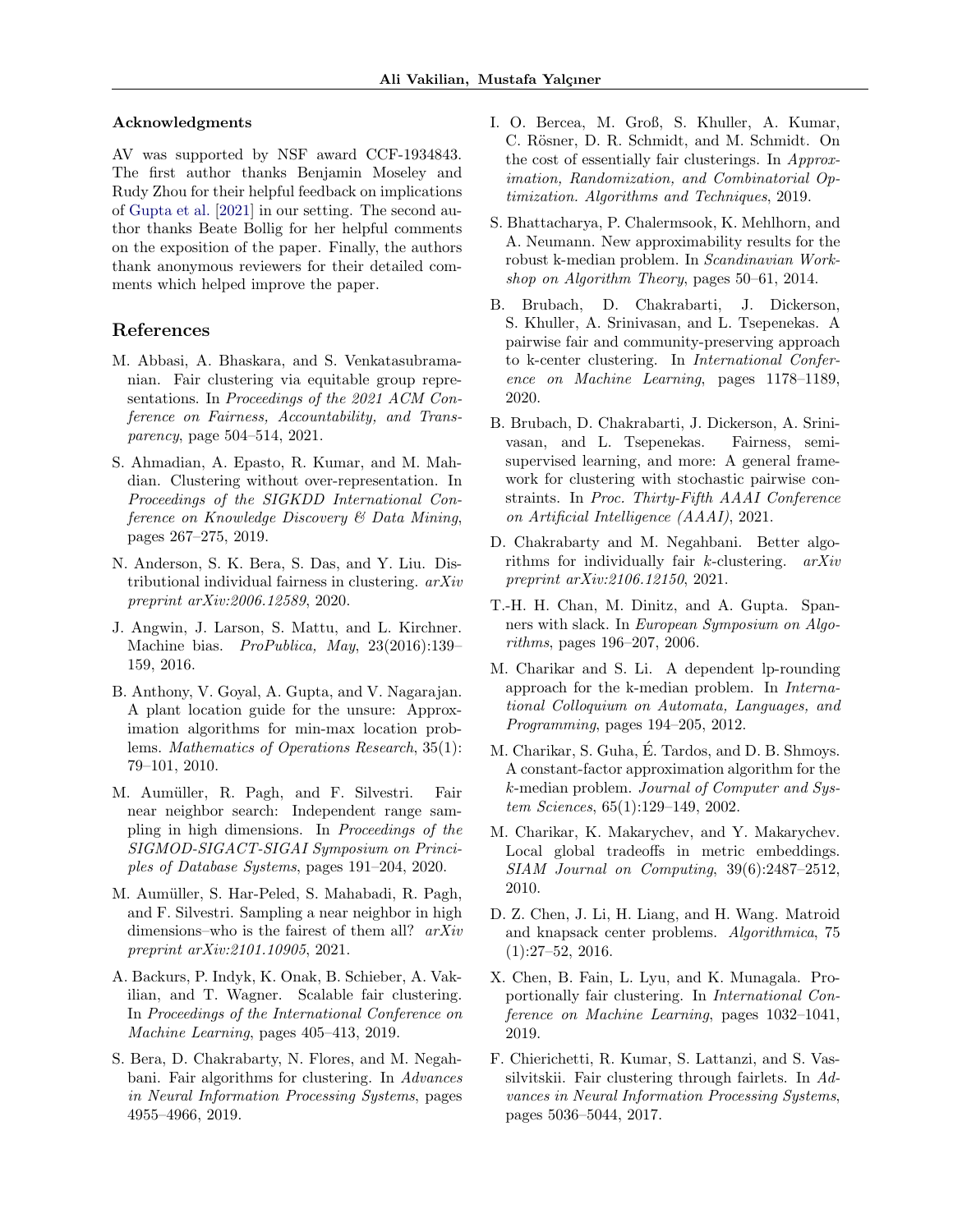## Acknowledgments

AV was supported by NSF award CCF-1934843. The first author thanks Benjamin Moseley and Rudy Zhou for their helpful feedback on implications of Gupta et al. [2021] in our setting. The second author thanks Beate Bollig for her helpful comments on the exposition of the paper. Finally, the authors thank anonymous reviewers for their detailed comments which helped improve the paper.

## References

M. Abbasi, A. Bhaskara, and S. Venkatasubramanian. Fair clustering via equitable group representations. In *Proceedings of the 2021 ACM Conference on Fairness, Accountability, and Transparency*, page 504–514, 2021.

S. Ahmadian, A. Epasto, R. Kumar, and M. Mahdian. Clustering without over-representation. In *Proceedings of the SIGKDD International Conference on Knowledge Discovery & Data Mining*, pages 267–275, 2019.

N. Anderson, S. K. Bera, S. Das, and Y. Liu. Distributional individual fairness in clustering. *arXiv preprint arXiv:2006.12589*, 2020.

J. Angwin, J. Larson, S. Mattu, and L. Kirchner. Machine bias. *ProPublica, May*, 23(2016):139–159, 2016.

B. Anthony, V. Goyal, A. Gupta, and V. Nagarajan. A plant location guide for the unsure: Approximation algorithms for min-max location problems. *Mathematics of Operations Research*, 35(1): 79–101, 2010.

M. Aumüller, R. Pagh, and F. Silvestri. Fair near neighbor search: Independent range sampling in high dimensions. In *Proceedings of the SIGMOD-SIGACT-SIGAI Symposium on Principles of Database Systems*, pages 191–204, 2020.

M. Aumüller, S. Har-Peled, S. Mahabadi, R. Pagh, and F. Silvestri. Sampling a near neighbor in high dimensions–who is the fairest of them all? *arXiv preprint arXiv:2101.10905*, 2021.

A. Backurs, P. Indyk, K. Onak, B. Schieber, A. Vakilian, and T. Wagner. Scalable fair clustering. In *Proceedings of the International Conference on Machine Learning*, pages 405–413, 2019.

S. Bera, D. Chakrabarty, N. Flores, and M. Negahbani. Fair algorithms for clustering. In *Advances in Neural Information Processing Systems*, pages 4955–4966, 2019.

I. O. Bercea, M. Groß, S. Khuller, A. Kumar, C. Rösner, D. R. Schmidt, and M. Schmidt. On the cost of essentially fair clusterings. In *Approximation, Randomization, and Combinatorial Optimization. Algorithms and Techniques*, 2019.

S. Bhattacharya, P. Chalermsook, K. Mehlhorn, and A. Neumann. New approximability results for the robust k-median problem. In *Scandinavian Workshop on Algorithm Theory*, pages 50–61, 2014.

B. Brubach, D. Chakrabarti, J. Dickerson, S. Khuller, A. Srinivasan, and L. Tsepenekas. A pairwise fair and community-preserving approach to k-center clustering. In *International Conference on Machine Learning*, pages 1178–1189, 2020.

B. Brubach, D. Chakrabarti, J. Dickerson, A. Srinivasan, and L. Tsepenekas. Fairness, semi-supervised learning, and more: A general framework for clustering with stochastic pairwise constraints. In *Proc. Thirty-Fifth AAAI Conference on Artificial Intelligence (AAAI)*, 2021.

D. Chakrabarty and M. Negahbani. Better algorithms for individually fair $k$-clustering. *arXiv preprint arXiv:2106.12150*, 2021.

T.-H. H. Chan, M. Dinitz, and A. Gupta. Spanners with slack. In *European Symposium on Algorithms*, pages 196–207, 2006.

M. Charikar and S. Li. A dependent lp-rounding approach for the k-median problem. In *International Colloquium on Automata, Languages, and Programming*, pages 194–205, 2012.

M. Charikar, S. Guha, É. Tardos, and D. B. Shmoys. A constant-factor approximation algorithm for the $k$-median problem. *Journal of Computer and System Sciences*, 65(1):129–149, 2002.

M. Charikar, K. Makarychev, and Y. Makarychev. Local global tradeoffs in metric embeddings. *SIAM Journal on Computing*, 39(6):2487–2512, 2010.

D. Z. Chen, J. Li, H. Liang, and H. Wang. Matroid and knapsack center problems. *Algorithmica*, 75 (1):27–52, 2016.

X. Chen, B. Fain, L. Lyu, and K. Munagala. Proportionally fair clustering. In *International Conference on Machine Learning*, pages 1032–1041, 2019.

F. Chierichetti, R. Kumar, S. Lattanzi, and S. Vassilvitskii. Fair clustering through fairlets. In *Advances in Neural Information Processing Systems*, pages 5036–5044, 2017.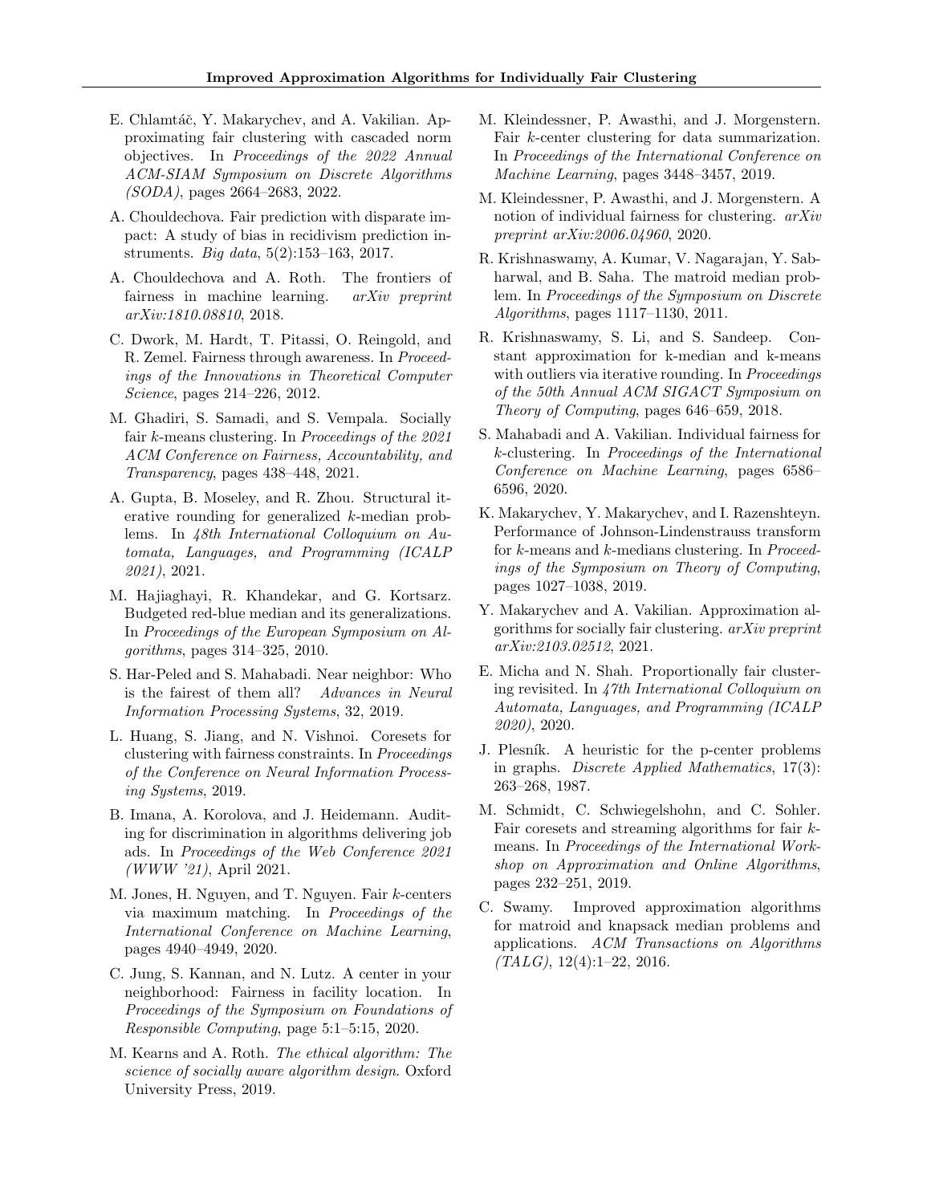E. Chlamtáč, Y. Makarychev, and A. Vakilian. Approximating fair clustering with cascaded norm objectives. In *Proceedings of the 2022 Annual ACM-SIAM Symposium on Discrete Algorithms (SODA)*, pages 2664–2683, 2022.

A. Chouldechova. Fair prediction with disparate impact: A study of bias in recidivism prediction instruments. *Big data*, 5(2):153–163, 2017.

A. Chouldechova and A. Roth. The frontiers of fairness in machine learning. *arXiv preprint arXiv:1810.08810*, 2018.

C. Dwork, M. Hardt, T. Pitassi, O. Reingold, and R. Zemel. Fairness through awareness. In *Proceedings of the Innovations in Theoretical Computer Science*, pages 214–226, 2012.

M. Ghadiri, S. Samadi, and S. Vempala. Socially fair $k$-means clustering. In *Proceedings of the 2021 ACM Conference on Fairness, Accountability, and Transparency*, pages 438–448, 2021.

A. Gupta, B. Moseley, and R. Zhou. Structural iterative rounding for generalized $k$-median problems. In *48th International Colloquium on Automata, Languages, and Programming (ICALP 2021)*, 2021.

M. Hajiaghayi, R. Khandekar, and G. Kortsarz. Budgeted red-blue median and its generalizations. In *Proceedings of the European Symposium on Algorithms*, pages 314–325, 2010.

S. Har-Peled and S. Mahabadi. Near neighbor: Who is the fairest of them all? *Advances in Neural Information Processing Systems*, 32, 2019.

L. Huang, S. Jiang, and N. Vishnoi. Coresets for clustering with fairness constraints. In *Proceedings of the Conference on Neural Information Processing Systems*, 2019.

B. Imana, A. Korolova, and J. Heidemann. Auditing for discrimination in algorithms delivering job ads. In *Proceedings of the Web Conference 2021 (WWW '21)*, April 2021.

M. Jones, H. Nguyen, and T. Nguyen. Fair $k$-centers via maximum matching. In *Proceedings of the International Conference on Machine Learning*, pages 4940–4949, 2020.

C. Jung, S. Kannan, and N. Lutz. A center in your neighborhood: Fairness in facility location. In *Proceedings of the Symposium on Foundations of Responsible Computing*, page 5:1–5:15, 2020.

M. Kearns and A. Roth. *The ethical algorithm: The science of socially aware algorithm design*. Oxford University Press, 2019.

M. Kleindessner, P. Awasthi, and J. Morgenstern. Fair $k$-center clustering for data summarization. In *Proceedings of the International Conference on Machine Learning*, pages 3448–3457, 2019.

M. Kleindessner, P. Awasthi, and J. Morgenstern. A notion of individual fairness for clustering. *arXiv preprint arXiv:2006.04960*, 2020.

R. Krishnaswamy, A. Kumar, V. Nagarajan, Y. Sabharwal, and B. Saha. The matroid median problem. In *Proceedings of the Symposium on Discrete Algorithms*, pages 1117–1130, 2011.

R. Krishnaswamy, S. Li, and S. Sandeep. Constant approximation for k-median and k-means with outliers via iterative rounding. In *Proceedings of the 50th Annual ACM SIGACT Symposium on Theory of Computing*, pages 646–659, 2018.

S. Mahabadi and A. Vakilian. Individual fairness for $k$-clustering. In *Proceedings of the International Conference on Machine Learning*, pages 6586–6596, 2020.

K. Makarychev, Y. Makarychev, and I. Razenshteyn. Performance of Johnson-Lindenstrauss transform for $k$-means and $k$-medians clustering. In *Proceedings of the Symposium on Theory of Computing*, pages 1027–1038, 2019.

Y. Makarychev and A. Vakilian. Approximation algorithms for socially fair clustering. *arXiv preprint arXiv:2103.02512*, 2021.

E. Micha and N. Shah. Proportionally fair clustering revisited. In *47th International Colloquium on Automata, Languages, and Programming (ICALP 2020)*, 2020.

J. Plesník. A heuristic for the p-center problems in graphs. *Discrete Applied Mathematics*, 17(3): 263–268, 1987.

M. Schmidt, C. Schwiegelshohn, and C. Sohler. Fair coresets and streaming algorithms for fair $k$-means. In *Proceedings of the International Workshop on Approximation and Online Algorithms*, pages 232–251, 2019.

C. Swamy. Improved approximation algorithms for matroid and knapsack median problems and applications. *ACM Transactions on Algorithms (TALG)*, 12(4):1–22, 2016.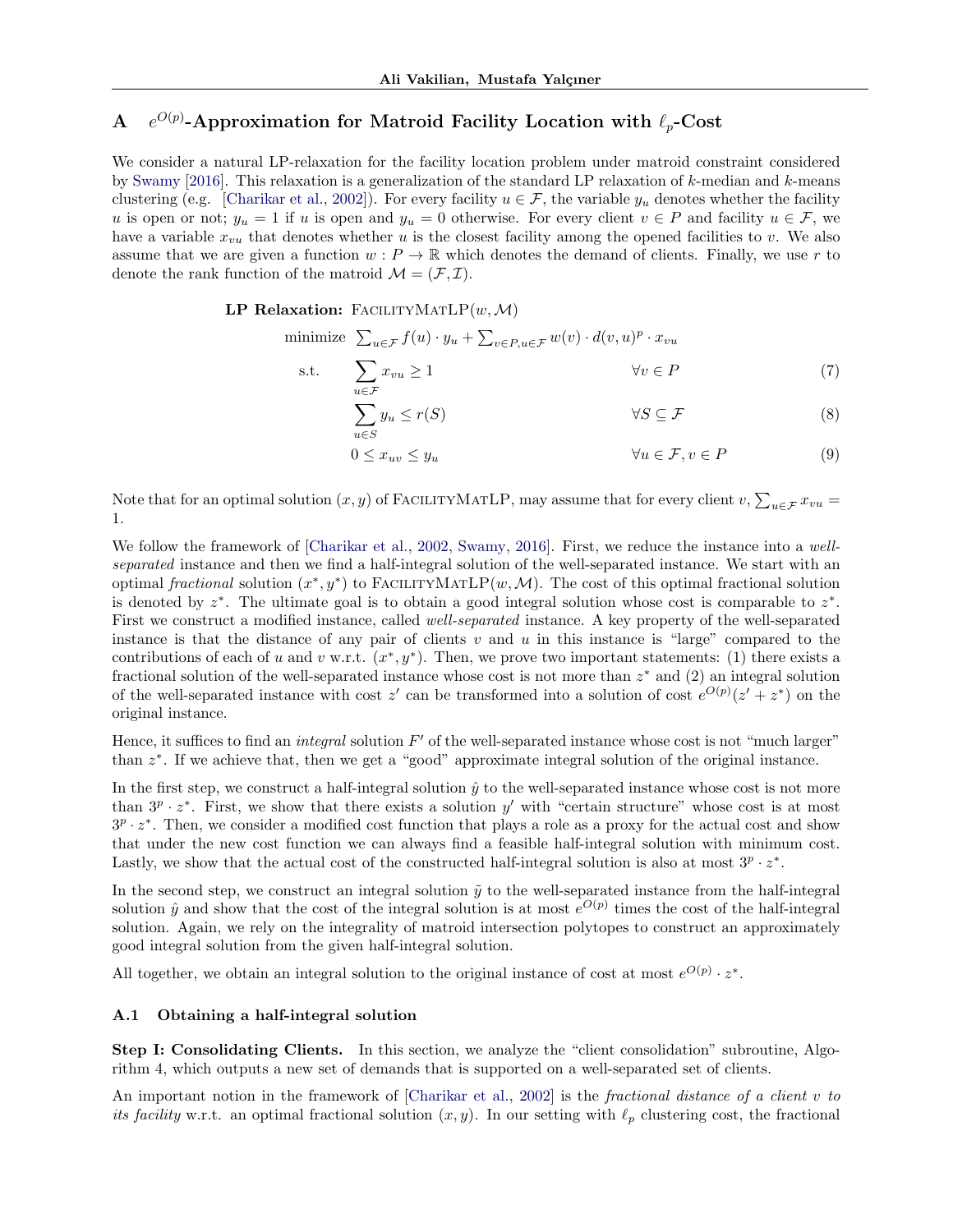# A $e^{O(p)}$-Approximation for Matroid Facility Location with $\ell_p$-Cost

We consider a natural LP-relaxation for the facility location problem under matroid constraint considered by Swamy [2016]. This relaxation is a generalization of the standard LP relaxation of $k$-median and $k$-means clustering (e.g. [Charikar et al., 2002]). For every facility $u \in \mathcal{F}$, the variable $y_u$ denotes whether the facility $u$ is open or not; $y_u = 1$ if $u$ is open and $y_u = 0$ otherwise. For every client $v \in P$ and facility $u \in \mathcal{F}$, we have a variable $x_{vu}$ that denotes whether $u$ is the closest facility among the opened facilities to $v$. We also assume that we are given a function $w : P \to \mathbb{R}$ which denotes the demand of clients. Finally, we use $r$ to denote the rank function of the matroid $\mathcal{M} = (\mathcal{F}, \mathcal{I})$.

**LP Relaxation:** $\textsc{FacilityMatLP}(w, \mathcal{M})$

$$\text{minimize} \quad \sum_{u \in \mathcal{F}} f(u) \cdot y_u + \sum_{v \in P, u \in \mathcal{F}} w(v) \cdot d(v,u)^p \cdot x_{vu}$$

$$\text{s.t.} \quad \sum_{u \in \mathcal{F}} x_{vu} \geq 1 \qquad \forall v \in P \tag{7}$$

$$\sum_{u \in S} y_u \leq r(S) \qquad \forall S \subseteq \mathcal{F} \tag{8}$$

$$0 \leq x_{uv} \leq y_u \qquad \forall u \in \mathcal{F}, v \in P \tag{9}$$

Note that for an optimal solution $(x, y)$ of $\textsc{FacilityMatLP}$, may assume that for every client $v$, $\sum_{u \in \mathcal{F}} x_{vu} = 1$.

We follow the framework of [Charikar et al., 2002, Swamy, 2016]. First, we reduce the instance into a *well-separated* instance and then we find a half-integral solution of the well-separated instance. We start with an optimal *fractional* solution $(x^*, y^*)$ to $\textsc{FacilityMatLP}(w, \mathcal{M})$. The cost of this optimal fractional solution is denoted by $z^*$. The ultimate goal is to obtain a good integral solution whose cost is comparable to $z^*$. First we construct a modified instance, called *well-separated* instance. A key property of the well-separated instance is that the distance of any pair of clients $v$ and $u$ in this instance is "large" compared to the contributions of each of $u$ and $v$ w.r.t. $(x^*, y^*)$. Then, we prove two important statements: (1) there exists a fractional solution of the well-separated instance whose cost is not more than $z^*$ and (2) an integral solution of the well-separated instance with cost $z'$ can be transformed into a solution of cost $e^{O(p)}(z' + z^*)$ on the original instance.

Hence, it suffices to find an *integral* solution $F'$ of the well-separated instance whose cost is not "much larger" than $z^*$. If we achieve that, then we get a "good" approximate integral solution of the original instance.

In the first step, we construct a half-integral solution $\hat{y}$ to the well-separated instance whose cost is not more than $3^p \cdot z^*$. First, we show that there exists a solution $y'$ with "certain structure" whose cost is at most $3^p \cdot z^*$. Then, we consider a modified cost function that plays a role as a proxy for the actual cost and show that under the new cost function we can always find a feasible half-integral solution with minimum cost. Lastly, we show that the actual cost of the constructed half-integral solution is also at most $3^p \cdot z^*$.

In the second step, we construct an integral solution $\tilde{y}$ to the well-separated instance from the half-integral solution $\hat{y}$ and show that the cost of the integral solution is at most $e^{O(p)}$ times the cost of the half-integral solution. Again, we rely on the integrality of matroid intersection polytopes to construct an approximately good integral solution from the given half-integral solution.

All together, we obtain an integral solution to the original instance of cost at most $e^{O(p)} \cdot z^*$.

## A.1 Obtaining a half-integral solution

**Step I: Consolidating Clients.** In this section, we analyze the "client consolidation" subroutine, Algorithm 4, which outputs a new set of demands that is supported on a well-separated set of clients.

An important notion in the framework of [Charikar et al., 2002] is the *fractional distance of a client $v$ to its facility* w.r.t. an optimal fractional solution $(x, y)$. In our setting with $\ell_p$ clustering cost, the fractional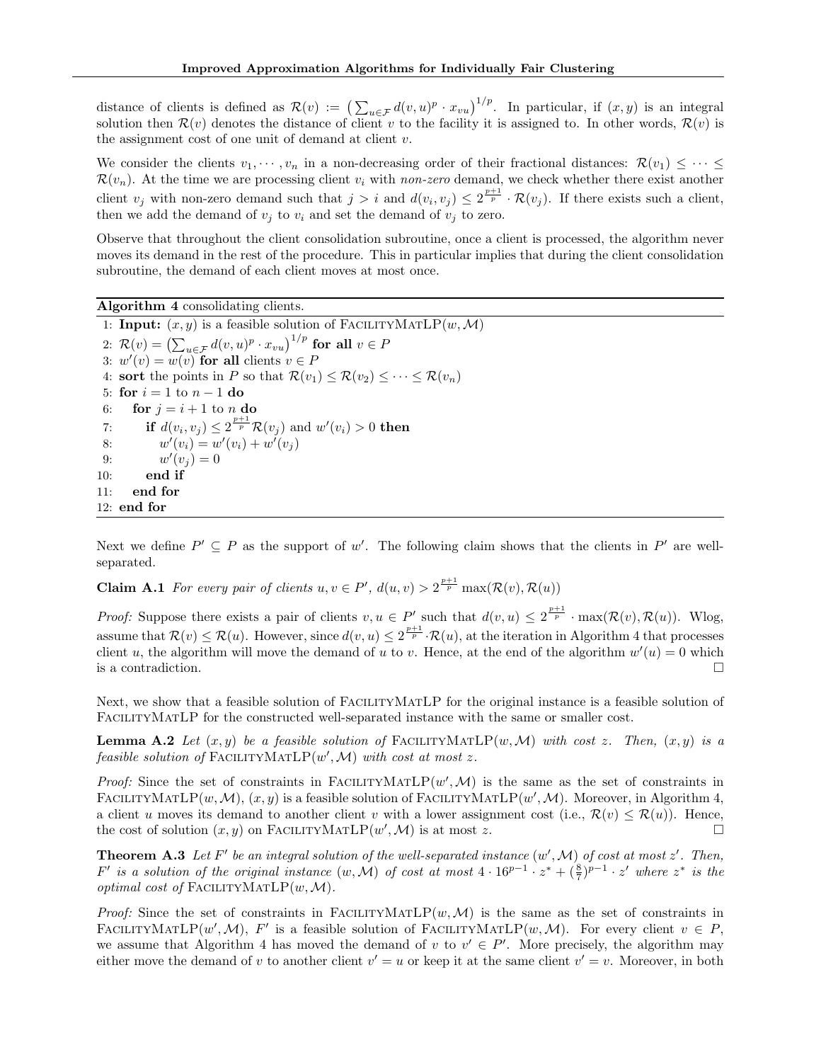distance of clients is defined as $\mathcal{R}(v) := \big(\sum_{u\in\mathcal{F}} d(v,u)^p \cdot x_{vu}\big)^{1/p}$. In particular, if $(x,y)$ is an integral solution then $\mathcal{R}(v)$ denotes the distance of client $v$ to the facility it is assigned to. In other words, $\mathcal{R}(v)$ is the assignment cost of one unit of demand at client $v$.

We consider the clients $v_1, \cdots, v_n$ in a non-decreasing order of their fractional distances: $\mathcal{R}(v_1) \le \cdots \le \mathcal{R}(v_n)$. At the time we are processing client $v_i$ with *non-zero* demand, we check whether there exist another client $v_j$ with non-zero demand such that $j > i$ and $d(v_i, v_j) \le 2^{\frac{p+1}{p}} \cdot \mathcal{R}(v_j)$. If there exists such a client, then we add the demand of $v_j$ to $v_i$ and set the demand of $v_j$ to zero.

Observe that throughout the client consolidation subroutine, once a client is processed, the algorithm never moves its demand in the rest of the procedure. This in particular implies that during the client consolidation subroutine, the demand of each client moves at most once.

**Algorithm 4** consolidating clients.

```
 1: Input: (x, y) is a feasible solution of FacilityMatLP(w, M)
 2: R(v) = (Σ_{u∈F} d(v,u)^p · x_{vu})^{1/p} for all v ∈ P
 3: w'(v) = w(v) for all clients v ∈ P
 4: sort the points in P so that R(v_1) ≤ R(v_2) ≤ ··· ≤ R(v_n)
 5: for i = 1 to n − 1 do
 6:    for j = i + 1 to n do
 7:       if d(v_i, v_j) ≤ 2^{(p+1)/p} R(v_j) and w'(v_i) > 0 then
 8:          w'(v_i) = w'(v_i) + w'(v_j)
 9:          w'(v_j) = 0
10:       end if
11:    end for
12: end for
```

Next we define $P' \subseteq P$ as the support of $w'$. The following claim shows that the clients in $P'$ are well-separated.

**Claim A.1** *For every pair of clients $u, v \in P'$, $d(u,v) > 2^{\frac{p+1}{p}} \max(\mathcal{R}(v), \mathcal{R}(u))$*

*Proof:* Suppose there exists a pair of clients $v, u \in P'$ such that $d(v,u) \le 2^{\frac{p+1}{p}} \cdot \max(\mathcal{R}(v), \mathcal{R}(u))$. Wlog, assume that $\mathcal{R}(v) \le \mathcal{R}(u)$. However, since $d(v,u) \le 2^{\frac{p+1}{p}} \cdot \mathcal{R}(u)$, at the iteration in Algorithm 4 that processes client $u$, the algorithm will move the demand of $u$ to $v$. Hence, at the end of the algorithm $w'(u) = 0$ which is a contradiction. □

Next, we show that a feasible solution of FacilityMatLP for the original instance is a feasible solution of FacilityMatLP for the constructed well-separated instance with the same or smaller cost.

**Lemma A.2** *Let $(x,y)$ be a feasible solution of* FacilityMatLP$(w,\mathcal{M})$ *with cost $z$. Then, $(x,y)$ is a feasible solution of* FacilityMatLP$(w',\mathcal{M})$ *with cost at most $z$.*

*Proof:* Since the set of constraints in FacilityMatLP$(w',\mathcal{M})$ is the same as the set of constraints in FacilityMatLP$(w,\mathcal{M})$, $(x,y)$ is a feasible solution of FacilityMatLP$(w',\mathcal{M})$. Moreover, in Algorithm 4, a client $u$ moves its demand to another client $v$ with a lower assignment cost (i.e., $\mathcal{R}(v) \le \mathcal{R}(u)$). Hence, the cost of solution $(x,y)$ on FacilityMatLP$(w',\mathcal{M})$ is at most $z$. □

**Theorem A.3** *Let $F'$ be an integral solution of the well-separated instance $(w',\mathcal{M})$ of cost at most $z'$. Then, $F'$ is a solution of the original instance $(w,\mathcal{M})$ of cost at most $4 \cdot 16^{p-1} \cdot z^* + (\frac{8}{7})^{p-1} \cdot z'$ where $z^*$ is the optimal cost of* FacilityMatLP$(w,\mathcal{M})$.

*Proof:* Since the set of constraints in FacilityMatLP$(w,\mathcal{M})$ is the same as the set of constraints in FacilityMatLP$(w',\mathcal{M})$, $F'$ is a feasible solution of FacilityMatLP$(w,\mathcal{M})$. For every client $v \in P$, we assume that Algorithm 4 has moved the demand of $v$ to $v' \in P'$. More precisely, the algorithm may either move the demand of $v$ to another client $v' = u$ or keep it at the same client $v' = v$. Moreover, in both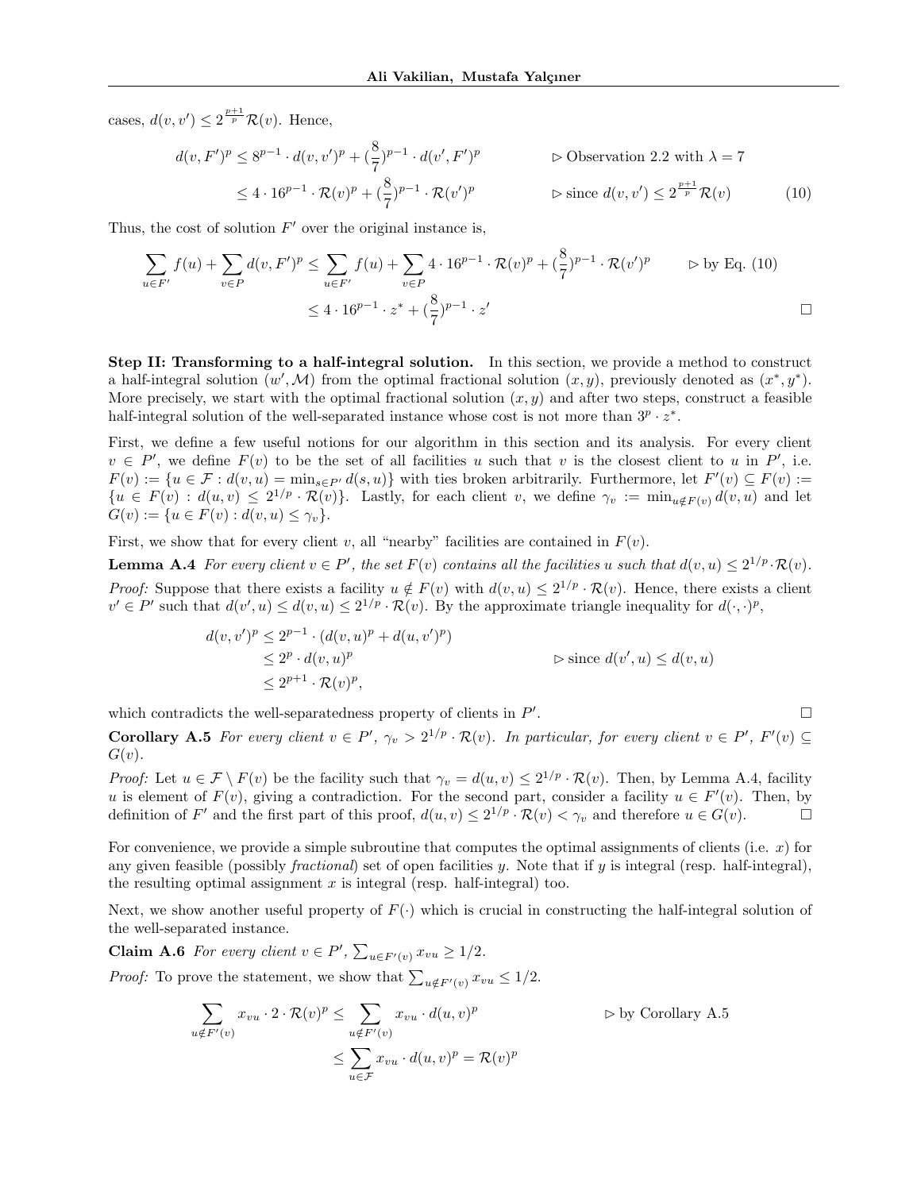cases, $d(v, v') \leq 2^{\frac{p+1}{p}} \mathcal{R}(v)$. Hence,

$$
\begin{aligned}
d(v, F')^p &\leq 8^{p-1} \cdot d(v, v')^p + (\frac{8}{7})^{p-1} \cdot d(v', F')^p && \triangleright \text{ Observation 2.2 with } \lambda = 7 \\
&\leq 4 \cdot 16^{p-1} \cdot \mathcal{R}(v)^p + (\frac{8}{7})^{p-1} \cdot \mathcal{R}(v')^p && \triangleright \text{ since } d(v, v') \leq 2^{\frac{p+1}{p}} \mathcal{R}(v) \qquad (10)
\end{aligned}
$$

Thus, the cost of solution $F'$ over the original instance is,

$$
\begin{aligned}
\sum_{u \in F'} f(u) + \sum_{v \in P} d(v, F')^p &\leq \sum_{u \in F'} f(u) + \sum_{v \in P} 4 \cdot 16^{p-1} \cdot \mathcal{R}(v)^p + (\frac{8}{7})^{p-1} \cdot \mathcal{R}(v')^p && \triangleright \text{ by Eq. (10)} \\
&\leq 4 \cdot 16^{p-1} \cdot z^* + (\frac{8}{7})^{p-1} \cdot z'
\end{aligned}
$$

□

**Step II: Transforming to a half-integral solution.** In this section, we provide a method to construct a half-integral solution $(w', \mathcal{M})$ from the optimal fractional solution $(x, y)$, previously denoted as $(x^*, y^*)$. More precisely, we start with the optimal fractional solution $(x, y)$ and after two steps, construct a feasible half-integral solution of the well-separated instance whose cost is not more than $3^p \cdot z^*$.

First, we define a few useful notions for our algorithm in this section and its analysis. For every client $v \in P'$, we define $F(v)$ to be the set of all facilities $u$ such that $v$ is the closest client to $u$ in $P'$, i.e. $F(v) := \{u \in \mathcal{F} : d(v, u) = \min_{s \in P'} d(s, u)\}$ with ties broken arbitrarily. Furthermore, let $F'(v) \subseteq F(v) := \{u \in F(v) : d(u, v) \leq 2^{1/p} \cdot \mathcal{R}(v)\}$. Lastly, for each client $v$, we define $\gamma_v := \min_{u \notin F(v)} d(v, u)$ and let $G(v) := \{u \in F(v) : d(v, u) \leq \gamma_v\}$.

First, we show that for every client $v$, all "nearby" facilities are contained in $F(v)$.

**Lemma A.4** *For every client $v \in P'$, the set $F(v)$ contains all the facilities $u$ such that $d(v, u) \leq 2^{1/p} \cdot \mathcal{R}(v)$.*

*Proof:* Suppose that there exists a facility $u \notin F(v)$ with $d(v, u) \leq 2^{1/p} \cdot \mathcal{R}(v)$. Hence, there exists a client $v' \in P'$ such that $d(v', u) \leq d(v, u) \leq 2^{1/p} \cdot \mathcal{R}(v)$. By the approximate triangle inequality for $d(\cdot, \cdot)^p$,

$$
\begin{aligned}
d(v, v')^p &\leq 2^{p-1} \cdot (d(v, u)^p + d(u, v')^p) \\
&\leq 2^p \cdot d(v, u)^p && \triangleright \text{ since } d(v', u) \leq d(v, u) \\
&\leq 2^{p+1} \cdot \mathcal{R}(v)^p,
\end{aligned}
$$

which contradicts the well-separatedness property of clients in $P'$. □

**Corollary A.5** *For every client $v \in P'$, $\gamma_v > 2^{1/p} \cdot \mathcal{R}(v)$. In particular, for every client $v \in P'$, $F'(v) \subseteq G(v)$.*

*Proof:* Let $u \in \mathcal{F} \setminus F(v)$ be the facility such that $\gamma_v = d(u, v) \leq 2^{1/p} \cdot \mathcal{R}(v)$. Then, by Lemma A.4, facility $u$ is element of $F(v)$, giving a contradiction. For the second part, consider a facility $u \in F'(v)$. Then, by definition of $F'$ and the first part of this proof, $d(u, v) \leq 2^{1/p} \cdot \mathcal{R}(v) < \gamma_v$ and therefore $u \in G(v)$. □

For convenience, we provide a simple subroutine that computes the optimal assignments of clients (i.e. $x$) for any given feasible (possibly *fractional*) set of open facilities $y$. Note that if $y$ is integral (resp. half-integral), the resulting optimal assignment $x$ is integral (resp. half-integral) too.

Next, we show another useful property of $F(\cdot)$ which is crucial in constructing the half-integral solution of the well-separated instance.

**Claim A.6** *For every client $v \in P'$, $\sum_{u \in F'(v)} x_{vu} \geq 1/2$.*

*Proof:* To prove the statement, we show that $\sum_{u \notin F'(v)} x_{vu} \leq 1/2$.

$$
\begin{aligned}
\sum_{u \notin F'(v)} x_{vu} \cdot 2 \cdot \mathcal{R}(v)^p &\leq \sum_{u \notin F'(v)} x_{vu} \cdot d(u, v)^p && \triangleright \text{ by Corollary A.5} \\
&\leq \sum_{u \in \mathcal{F}} x_{vu} \cdot d(u, v)^p = \mathcal{R}(v)^p
\end{aligned}
$$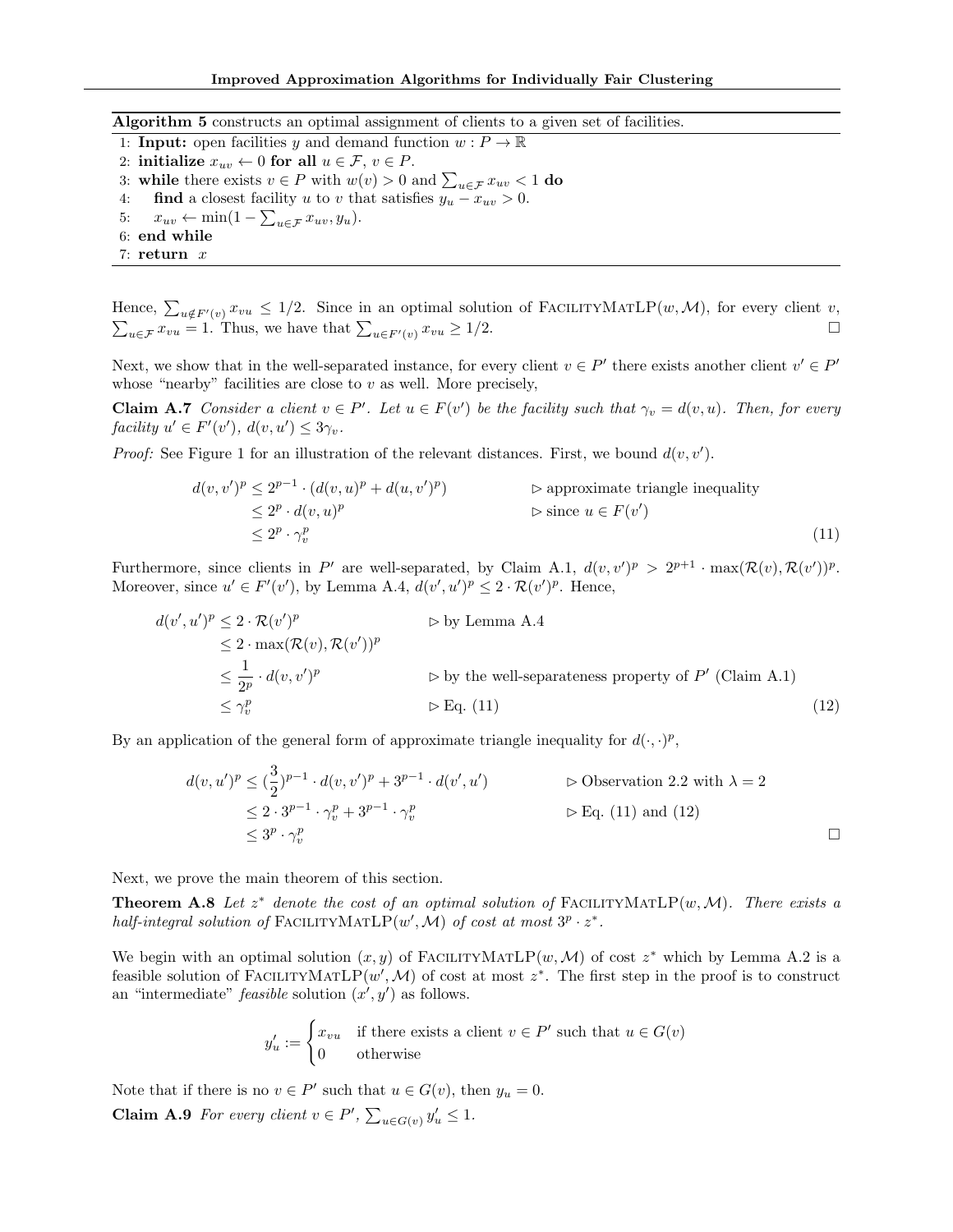**Algorithm 5** constructs an optimal assignment of clients to a given set of facilities.

```
1: Input: open facilities y and demand function w : P → ℝ
2: initialize x_uv ← 0 for all u ∈ 𝓕, v ∈ P.
3: while there exists v ∈ P with w(v) > 0 and Σ_{u∈𝓕} x_uv < 1 do
4:     find a closest facility u to v that satisfies y_u − x_uv > 0.
5:     x_uv ← min(1 − Σ_{u∈𝓕} x_uv, y_u).
6: end while
7: return x
```

Hence, $\sum_{u \notin F'(v)} x_{vu} \le 1/2$. Since in an optimal solution of FacilityMatLP$(w, \mathcal{M})$, for every client $v$, $\sum_{u \in \mathcal{F}} x_{vu} = 1$. Thus, we have that $\sum_{u \in F'(v)} x_{vu} \ge 1/2$. □

Next, we show that in the well-separated instance, for every client $v \in P'$ there exists another client $v' \in P'$ whose "nearby" facilities are close to $v$ as well. More precisely,

**Claim A.7** *Consider a client $v \in P'$. Let $u \in F(v')$ be the facility such that $\gamma_v = d(v, u)$. Then, for every facility $u' \in F'(v')$, $d(v, u') \le 3\gamma_v$.*

*Proof:* See Figure 1 for an illustration of the relevant distances. First, we bound $d(v, v')$.

$$
\begin{aligned}
d(v, v')^p &\le 2^{p-1} \cdot (d(v, u)^p + d(u, v')^p) && \triangleright \text{ approximate triangle inequality} \\
&\le 2^p \cdot d(v, u)^p && \triangleright \text{ since } u \in F(v') \\
&\le 2^p \cdot \gamma_v^p && (11)
\end{aligned}
$$

Furthermore, since clients in $P'$ are well-separated, by Claim A.1, $d(v, v')^p > 2^{p+1} \cdot \max(\mathcal{R}(v), \mathcal{R}(v'))^p$. Moreover, since $u' \in F'(v')$, by Lemma A.4, $d(v', u')^p \le 2 \cdot \mathcal{R}(v')^p$. Hence,

$$
\begin{aligned}
d(v', u')^p &\le 2 \cdot \mathcal{R}(v')^p && \triangleright \text{ by Lemma A.4} \\
&\le 2 \cdot \max(\mathcal{R}(v), \mathcal{R}(v'))^p \\
&\le \frac{1}{2^p} \cdot d(v, v')^p && \triangleright \text{ by the well-separateness property of } P' \text{ (Claim A.1)} \\
&\le \gamma_v^p && \triangleright \text{ Eq. (11)} \qquad (12)
\end{aligned}
$$

By an application of the general form of approximate triangle inequality for $d(\cdot, \cdot)^p$,

$$
\begin{aligned}
d(v, u')^p &\le (\frac{3}{2})^{p-1} \cdot d(v, v')^p + 3^{p-1} \cdot d(v', u') && \triangleright \text{ Observation 2.2 with } \lambda = 2 \\
&\le 2 \cdot 3^{p-1} \cdot \gamma_v^p + 3^{p-1} \cdot \gamma_v^p && \triangleright \text{ Eq. (11) and (12)} \\
&\le 3^p \cdot \gamma_v^p
\end{aligned}
$$

□

Next, we prove the main theorem of this section.

**Theorem A.8** *Let $z^*$ denote the cost of an optimal solution of FacilityMatLP$(w, \mathcal{M})$. There exists a half-integral solution of FacilityMatLP$(w', \mathcal{M})$ of cost at most $3^p \cdot z^*$.*

We begin with an optimal solution $(x, y)$ of FacilityMatLP$(w, \mathcal{M})$ of cost $z^*$ which by Lemma A.2 is a feasible solution of FacilityMatLP$(w', \mathcal{M})$ of cost at most $z^*$. The first step in the proof is to construct an "intermediate" *feasible* solution $(x', y')$ as follows.

$$
y'_u := \begin{cases} x_{vu} & \text{if there exists a client } v \in P' \text{ such that } u \in G(v) \\ 0 & \text{otherwise} \end{cases}
$$

Note that if there is no $v \in P'$ such that $u \in G(v)$, then $y_u = 0$.

**Claim A.9** *For every client $v \in P'$, $\sum_{u \in G(v)} y'_u \le 1$.*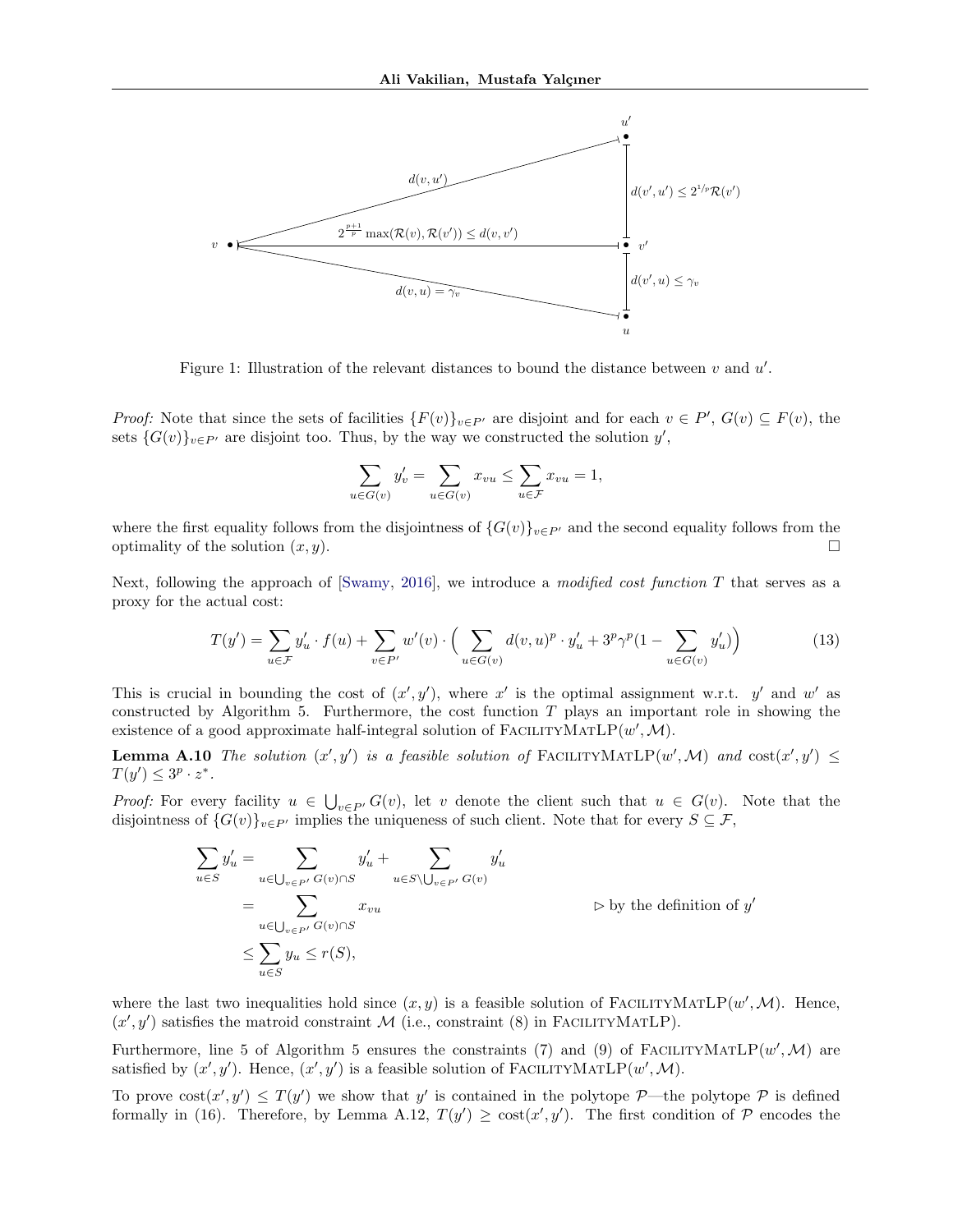Figure 1: Illustration of the relevant distances to bound the distance between $v$ and $u'$.

*Proof:* Note that since the sets of facilities $\{F(v)\}_{v\in P'}$ are disjoint and for each $v \in P'$, $G(v) \subseteq F(v)$, the sets $\{G(v)\}_{v\in P'}$ are disjoint too. Thus, by the way we constructed the solution $y'$,

$$\sum_{u\in G(v)} y'_v = \sum_{u\in G(v)} x_{vu} \leq \sum_{u\in \mathcal{F}} x_{vu} = 1,$$

where the first equality follows from the disjointness of $\{G(v)\}_{v\in P'}$ and the second equality follows from the optimality of the solution $(x, y)$. □

Next, following the approach of [Swamy, 2016], we introduce a *modified cost function* $T$ that serves as a proxy for the actual cost:

$$T(y') = \sum_{u\in\mathcal{F}} y'_u \cdot f(u) + \sum_{v\in P'} w'(v) \cdot \Big( \sum_{u\in G(v)} d(v,u)^p \cdot y'_u + 3^p\gamma^p(1 - \sum_{u\in G(v)} y'_u)\Big) \tag{13}$$

This is crucial in bounding the cost of $(x', y')$, where $x'$ is the optimal assignment w.r.t. $y'$ and $w'$ as constructed by Algorithm 5. Furthermore, the cost function $T$ plays an important role in showing the existence of a good approximate half-integral solution of FacilityMatLP$(w', \mathcal{M})$.

**Lemma A.10** *The solution $(x', y')$ is a feasible solution of* FacilityMatLP$(w', \mathcal{M})$ *and* $\mathrm{cost}(x', y') \leq T(y') \leq 3^p \cdot z^*$.

*Proof:* For every facility $u \in \bigcup_{v\in P'} G(v)$, let $v$ denote the client such that $u \in G(v)$. Note that the disjointness of $\{G(v)\}_{v\in P'}$ implies the uniqueness of such client. Note that for every $S \subseteq \mathcal{F}$,

$$\begin{aligned}
\sum_{u\in S} y'_u &= \sum_{u\in \bigcup_{v\in P'} G(v)\cap S} y'_u + \sum_{u\in S\setminus \bigcup_{v\in P'} G(v)} y'_u \\
&= \sum_{u\in \bigcup_{v\in P'} G(v)\cap S} x_{vu} && \triangleright \text{ by the definition of } y' \\
&\leq \sum_{u\in S} y_u \leq r(S),
\end{aligned}$$

where the last two inequalities hold since $(x, y)$ is a feasible solution of FacilityMatLP$(w', \mathcal{M})$. Hence, $(x', y')$ satisfies the matroid constraint $\mathcal{M}$ (i.e., constraint (8) in FacilityMatLP).

Furthermore, line 5 of Algorithm 5 ensures the constraints (7) and (9) of FacilityMatLP$(w', \mathcal{M})$ are satisfied by $(x', y')$. Hence, $(x', y')$ is a feasible solution of FacilityMatLP$(w', \mathcal{M})$.

To prove $\mathrm{cost}(x', y') \leq T(y')$ we show that $y'$ is contained in the polytope $\mathcal{P}$—the polytope $\mathcal{P}$ is defined formally in (16). Therefore, by Lemma A.12, $T(y') \geq \mathrm{cost}(x', y')$. The first condition of $\mathcal{P}$ encodes the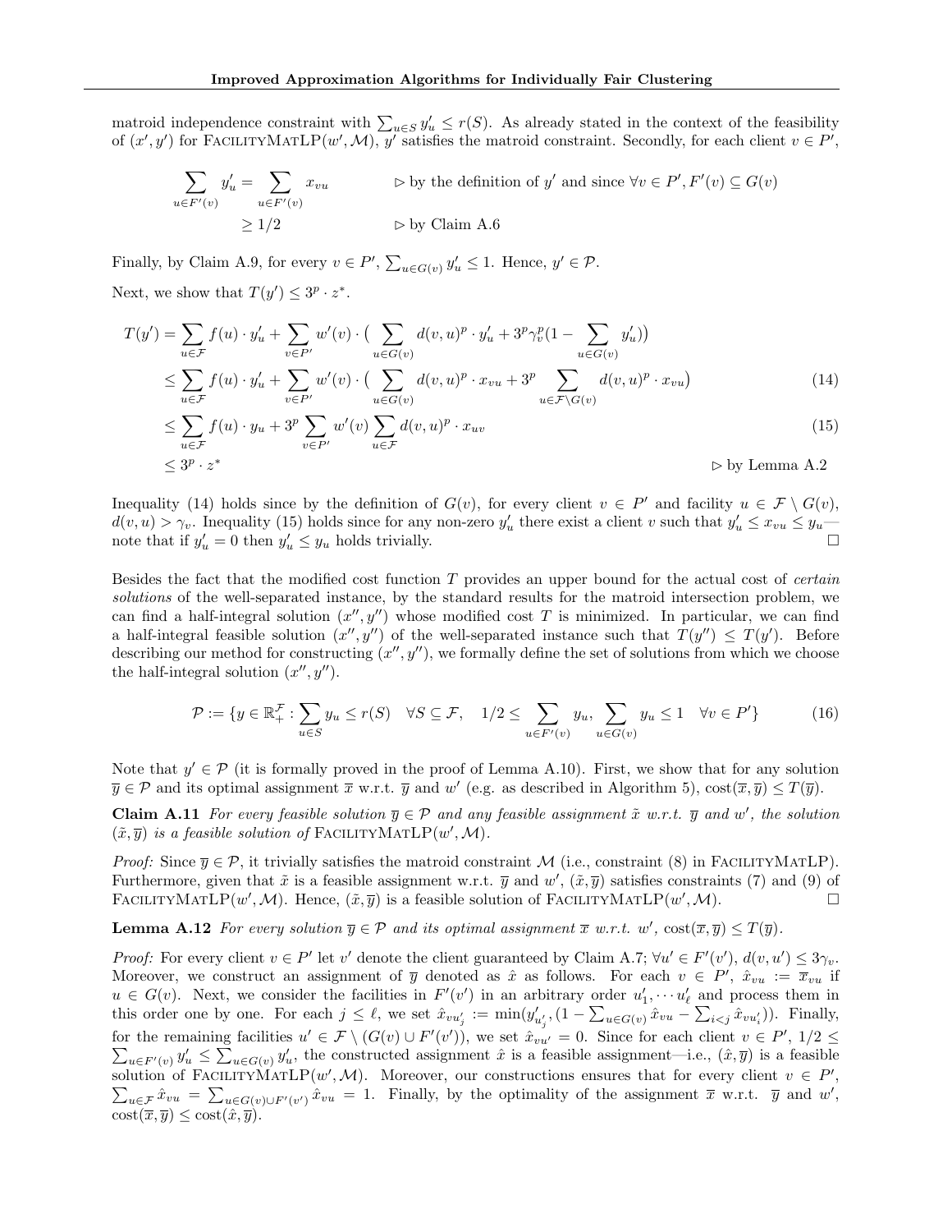matroid independence constraint with $\sum_{u\in S} y'_u \le r(S)$. As already stated in the context of the feasibility of $(x', y')$ for FacilityMatLP$(w', \mathcal{M})$, $y'$ satisfies the matroid constraint. Secondly, for each client $v \in P'$,

$$\begin{aligned}
\sum_{u\in F'(v)} y'_u &= \sum_{u\in F'(v)} x_{vu} && \triangleright \text{ by the definition of } y' \text{ and since } \forall v \in P', F'(v) \subseteq G(v) \\
&\ge 1/2 && \triangleright \text{ by Claim A.6}
\end{aligned}$$

Finally, by Claim A.9, for every $v \in P'$, $\sum_{u\in G(v)} y'_u \le 1$. Hence, $y' \in \mathcal{P}$.

Next, we show that $T(y') \le 3^p \cdot z^*$.

$$\begin{aligned}
T(y') &= \sum_{u\in\mathcal{F}} f(u)\cdot y'_u + \sum_{v\in P'} w'(v)\cdot \big(\sum_{u\in G(v)} d(v,u)^p \cdot y'_u + 3^p\gamma_v^p(1-\sum_{u\in G(v)} y'_u)\big) \\
&\le \sum_{u\in\mathcal{F}} f(u)\cdot y'_u + \sum_{v\in P'} w'(v)\cdot \big(\sum_{u\in G(v)} d(v,u)^p \cdot x_{vu} + 3^p \sum_{u\in \mathcal{F}\setminus G(v)} d(v,u)^p \cdot x_{vu}\big) \qquad (14)\\
&\le \sum_{u\in\mathcal{F}} f(u)\cdot y_u + 3^p \sum_{v\in P'} w'(v) \sum_{u\in\mathcal{F}} d(v,u)^p \cdot x_{uv} \qquad (15)\\
&\le 3^p \cdot z^* \qquad \triangleright \text{ by Lemma A.2}
\end{aligned}$$

Inequality (14) holds since by the definition of $G(v)$, for every client $v \in P'$ and facility $u \in \mathcal{F}\setminus G(v)$, $d(v,u) > \gamma_v$. Inequality (15) holds since for any non-zero $y'_u$ there exist a client $v$ such that $y'_u \le x_{vu} \le y_u$—note that if $y'_u = 0$ then $y'_u \le y_u$ holds trivially. □

Besides the fact that the modified cost function $T$ provides an upper bound for the actual cost of *certain solutions* of the well-separated instance, by the standard results for the matroid intersection problem, we can find a half-integral solution $(x'', y'')$ whose modified cost $T$ is minimized. In particular, we can find a half-integral feasible solution $(x'', y'')$ of the well-separated instance such that $T(y'') \le T(y')$. Before describing our method for constructing $(x'', y'')$, we formally define the set of solutions from which we choose the half-integral solution $(x'', y'')$.

$$\mathcal{P} := \{y \in \mathbb{R}^{\mathcal{F}}_+ : \sum_{u\in S} y_u \le r(S) \quad \forall S \subseteq \mathcal{F}, \quad 1/2 \le \sum_{u\in F'(v)} y_u, \sum_{u\in G(v)} y_u \le 1 \quad \forall v \in P'\} \qquad (16)$$

Note that $y' \in \mathcal{P}$ (it is formally proved in the proof of Lemma A.10). First, we show that for any solution $\overline{y} \in \mathcal{P}$ and its optimal assignment $\overline{x}$ w.r.t. $\overline{y}$ and $w'$ (e.g. as described in Algorithm 5), $\mathrm{cost}(\overline{x}, \overline{y}) \le T(\overline{y})$.

**Claim A.11** *For every feasible solution $\overline{y} \in \mathcal{P}$ and any feasible assignment $\tilde{x}$ w.r.t. $\overline{y}$ and $w'$, the solution $(\tilde{x}, \overline{y})$ is a feasible solution of* FacilityMatLP$(w', \mathcal{M})$.

*Proof:* Since $\overline{y} \in \mathcal{P}$, it trivially satisfies the matroid constraint $\mathcal{M}$ (i.e., constraint (8) in FacilityMatLP). Furthermore, given that $\tilde{x}$ is a feasible assignment w.r.t. $\overline{y}$ and $w'$, $(\tilde{x}, \overline{y})$ satisfies constraints (7) and (9) of FacilityMatLP$(w', \mathcal{M})$. Hence, $(\tilde{x}, \overline{y})$ is a feasible solution of FacilityMatLP$(w', \mathcal{M})$. □

**Lemma A.12** *For every solution $\overline{y} \in \mathcal{P}$ and its optimal assignment $\overline{x}$ w.r.t. $w'$, $\mathrm{cost}(\overline{x}, \overline{y}) \le T(\overline{y})$.*

*Proof:* For every client $v \in P'$ let $v'$ denote the client guaranteed by Claim A.7; $\forall u' \in F'(v')$, $d(v, u') \le 3\gamma_v$. Moreover, we construct an assignment of $\overline{y}$ denoted as $\hat{x}$ as follows. For each $v \in P'$, $\hat{x}_{vu} := \overline{x}_{vu}$ if $u \in G(v)$. Next, we consider the facilities in $F'(v')$ in an arbitrary order $u'_1, \cdots u'_\ell$ and process them in this order one by one. For each $j \le \ell$, we set $\hat{x}_{vu'_j} := \min(y'_{u'_j}, (1 - \sum_{u\in G(v)} \hat{x}_{vu} - \sum_{i<j} \hat{x}_{vu'_i}))$. Finally, for the remaining facilities $u' \in \mathcal{F}\setminus(G(v)\cup F'(v'))$, we set $\hat{x}_{vu'} = 0$. Since for each client $v \in P'$, $1/2 \le \sum_{u\in F'(v)} y'_u \le \sum_{u\in G(v)} y'_u$, the constructed assignment $\hat{x}$ is a feasible assignment—i.e., $(\hat{x}, \overline{y})$ is a feasible solution of FacilityMatLP$(w', \mathcal{M})$. Moreover, our constructions ensures that for every client $v \in P'$, $\sum_{u\in\mathcal{F}} \hat{x}_{vu} = \sum_{u\in G(v)\cup F'(v')} \hat{x}_{vu} = 1$. Finally, by the optimality of the assignment $\overline{x}$ w.r.t. $\overline{y}$ and $w'$, $\mathrm{cost}(\overline{x}, \overline{y}) \le \mathrm{cost}(\hat{x}, \overline{y})$.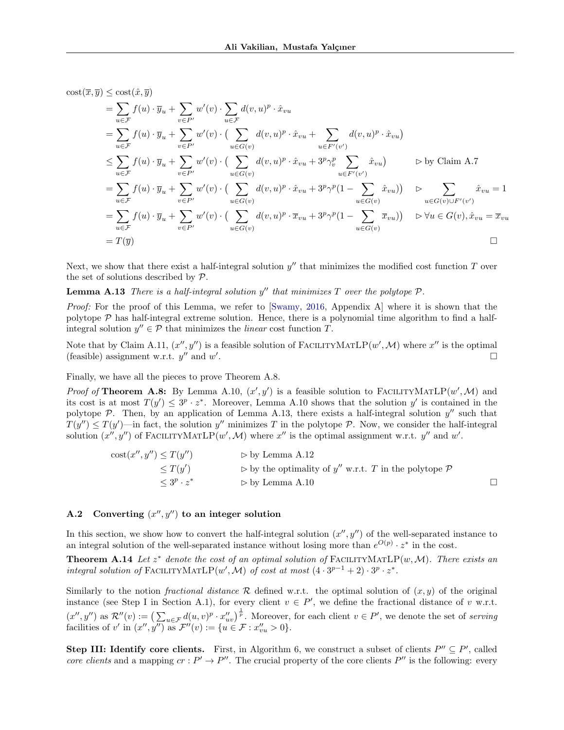$$
\begin{aligned}
\mathrm{cost}(\overline{x},\overline{y}) &\leq \mathrm{cost}(\hat{x},\overline{y}) \\
&= \sum_{u\in\mathcal{F}} f(u)\cdot\overline{y}_u + \sum_{v\in P'} w'(v)\cdot\sum_{u\in\mathcal{F}} d(v,u)^p\cdot\hat{x}_{vu} \\
&= \sum_{u\in\mathcal{F}} f(u)\cdot\overline{y}_u + \sum_{v\in P'} w'(v)\cdot\big(\sum_{u\in G(v)} d(v,u)^p\cdot\hat{x}_{vu} + \sum_{u\in F'(v')} d(v,u)^p\cdot\hat{x}_{vu}\big) \\
&\leq \sum_{u\in\mathcal{F}} f(u)\cdot\overline{y}_u + \sum_{v\in P'} w'(v)\cdot\big(\sum_{u\in G(v)} d(v,u)^p\cdot\hat{x}_{vu} + 3^p\gamma_v^p\sum_{u\in F'(v')}\hat{x}_{vu}\big) && \rhd \text{ by Claim A.7} \\
&= \sum_{u\in\mathcal{F}} f(u)\cdot\overline{y}_u + \sum_{v\in P'} w'(v)\cdot\big(\sum_{u\in G(v)} d(v,u)^p\cdot\hat{x}_{vu} + 3^p\gamma^p(1-\sum_{u\in G(v)}\hat{x}_{vu})\big) && \rhd \sum_{u\in G(v)\cup F'(v')}\hat{x}_{vu}=1 \\
&= \sum_{u\in\mathcal{F}} f(u)\cdot\overline{y}_u + \sum_{v\in P'} w'(v)\cdot\big(\sum_{u\in G(v)} d(v,u)^p\cdot\overline{x}_{vu} + 3^p\gamma^p(1-\sum_{u\in G(v)}\overline{x}_{vu})\big) && \rhd \forall u\in G(v), \hat{x}_{vu}=\overline{x}_{vu} \\
&= T(\overline{y})
\end{aligned}
$$

□

Next, we show that there exist a half-integral solution $y''$ that minimizes the modified cost function $T$ over the set of solutions described by $\mathcal{P}$.

**Lemma A.13** *There is a half-integral solution $y''$ that minimizes $T$ over the polytope $\mathcal{P}$.*

*Proof:* For the proof of this Lemma, we refer to [Swamy, 2016, Appendix A] where it is shown that the polytope $\mathcal{P}$ has half-integral extreme solution. Hence, there is a polynomial time algorithm to find a half-integral solution $y''\in\mathcal{P}$ that minimizes the *linear* cost function $T$.

Note that by Claim A.11, $(x'',y'')$ is a feasible solution of $\textsc{FacilityMatLP}(w',\mathcal{M})$ where $x''$ is the optimal (feasible) assignment w.r.t. $y''$ and $w'$. □

Finally, we have all the pieces to prove Theorem A.8.

*Proof of* **Theorem A.8:** By Lemma A.10, $(x',y')$ is a feasible solution to $\textsc{FacilityMatLP}(w',\mathcal{M})$ and its cost is at most $T(y')\leq 3^p\cdot z^*$. Moreover, Lemma A.10 shows that the solution $y'$ is contained in the polytope $\mathcal{P}$. Then, by an application of Lemma A.13, there exists a half-integral solution $y''$ such that $T(y'')\leq T(y')$—in fact, the solution $y''$ minimizes $T$ in the polytope $\mathcal{P}$. Now, we consider the half-integral solution $(x'',y'')$ of $\textsc{FacilityMatLP}(w',\mathcal{M})$ where $x''$ is the optimal assignment w.r.t. $y''$ and $w'$.

$$
\begin{aligned}
\mathrm{cost}(x'',y'') &\leq T(y'') && \rhd \text{ by Lemma A.12} \\
&\leq T(y') && \rhd \text{ by the optimality of } y'' \text{ w.r.t. } T \text{ in the polytope } \mathcal{P} \\
&\leq 3^p\cdot z^* && \rhd \text{ by Lemma A.10}
\end{aligned}
$$

□

### A.2 Converting $(x'',y'')$ to an integer solution

In this section, we show how to convert the half-integral solution $(x'',y'')$ of the well-separated instance to an integral solution of the well-separated instance without losing more than $e^{O(p)}\cdot z^*$ in the cost.

**Theorem A.14** *Let $z^*$ denote the cost of an optimal solution of $\textsc{FacilityMatLP}(w,\mathcal{M})$. There exists an integral solution of $\textsc{FacilityMatLP}(w',\mathcal{M})$ of cost at most $(4\cdot 3^{p-1}+2)\cdot 3^p\cdot z^*$.*

Similarly to the notion *fractional distance* $\mathcal{R}$ defined w.r.t. the optimal solution of $(x,y)$ of the original instance (see Step I in Section A.1), for every client $v\in P'$, we define the fractional distance of $v$ w.r.t. $(x'',y'')$ as $\mathcal{R}''(v):=\big(\sum_{u\in\mathcal{F}} d(u,v)^p\cdot x''_{uv}\big)^{\frac{1}{p}}$. Moreover, for each client $v\in P'$, we denote the set of *serving* facilities of $v'$ in $(x'',y'')$ as $\mathcal{F}''(v):=\{u\in\mathcal{F}: x''_{vu}>0\}$.

**Step III: Identify core clients.** First, in Algorithm 6, we construct a subset of clients $P''\subseteq P'$, called *core clients* and a mapping $cr: P'\to P''$. The crucial property of the core clients $P''$ is the following: every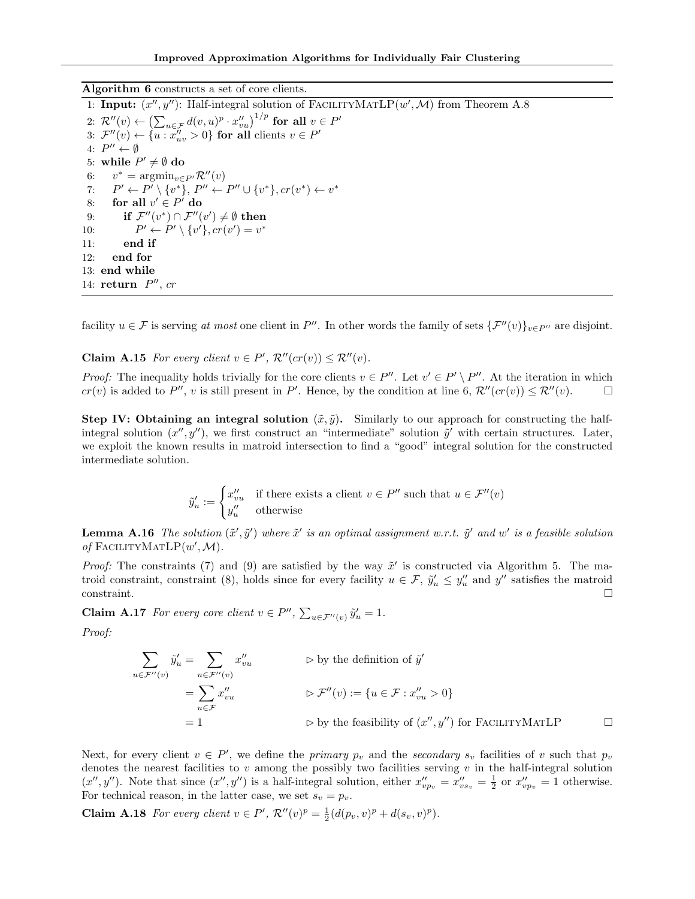**Algorithm 6** constructs a set of core clients.

```
1: Input: (x'', y''): Half-integral solution of FacilityMatLP(w', M) from Theorem A.8
2: R''(v) ← (Σ_{u∈F} d(v,u)^p · x''_{vu})^{1/p} for all v ∈ P'
3: F''(v) ← {u : x''_{uv} > 0} for all clients v ∈ P'
4: P'' ← ∅
5: while P' ≠ ∅ do
6:    v* = argmin_{v∈P'} R''(v)
7:    P' ← P' \ {v*}, P'' ← P'' ∪ {v*}, cr(v*) ← v*
8:    for all v' ∈ P' do
9:       if F''(v*) ∩ F''(v') ≠ ∅ then
10:         P' ← P' \ {v'}, cr(v') = v*
11:      end if
12:   end for
13: end while
14: return P'', cr
```

facility $u \in \mathcal{F}$ is serving *at most* one client in $P''$. In other words the family of sets $\{\mathcal{F}''(v)\}_{v \in P''}$ are disjoint.

**Claim A.15** *For every client $v \in P'$, $\mathcal{R}''(cr(v)) \leq \mathcal{R}''(v)$.*

*Proof:* The inequality holds trivially for the core clients $v \in P''$. Let $v' \in P' \setminus P''$. At the iteration in which $cr(v)$ is added to $P''$, $v$ is still present in $P'$. Hence, by the condition at line 6, $\mathcal{R}''(cr(v)) \leq \mathcal{R}''(v)$. $\square$

**Step IV: Obtaining an integral solution $(\tilde{x}, \tilde{y})$.** Similarly to our approach for constructing the half-integral solution $(x'', y'')$, we first construct an "intermediate" solution $\tilde{y}'$ with certain structures. Later, we exploit the known results in matroid intersection to find a "good" integral solution for the constructed intermediate solution.

$$\tilde{y}'_u := \begin{cases} x''_{vu} & \text{if there exists a client } v \in P'' \text{ such that } u \in \mathcal{F}''(v) \\ y''_u & \text{otherwise} \end{cases}$$

**Lemma A.16** *The solution $(\tilde{x}', \tilde{y}')$ where $\tilde{x}'$ is an optimal assignment w.r.t. $\tilde{y}'$ and $w'$ is a feasible solution of* FacilityMatLP$(w', \mathcal{M})$.

*Proof:* The constraints (7) and (9) are satisfied by the way $\tilde{x}'$ is constructed via Algorithm 5. The matroid constraint, constraint (8), holds since for every facility $u \in \mathcal{F}$, $\tilde{y}'_u \leq y''_u$ and $y''$ satisfies the matroid constraint. $\square$

**Claim A.17** *For every core client $v \in P''$, $\sum_{u \in \mathcal{F}''(v)} \tilde{y}'_u = 1$.*

*Proof:*

$$\begin{aligned}
\sum_{u \in \mathcal{F}''(v)} \tilde{y}'_u &= \sum_{u \in \mathcal{F}''(v)} x''_{vu} && \triangleright \text{ by the definition of } \tilde{y}' \\
&= \sum_{u \in \mathcal{F}} x''_{vu} && \triangleright\ \mathcal{F}''(v) := \{u \in \mathcal{F} : x''_{vu} > 0\} \\
&= 1 && \triangleright \text{ by the feasibility of } (x'', y'') \text{ for FacilityMatLP}
\end{aligned}$$

$\square$

Next, for every client $v \in P'$, we define the *primary* $p_v$ and the *secondary* $s_v$ facilities of $v$ such that $p_v$ denotes the nearest facilities to $v$ among the possibly two facilities serving $v$ in the half-integral solution $(x'', y'')$. Note that since $(x'', y'')$ is a half-integral solution, either $x''_{vp_v} = x''_{vs_v} = \frac{1}{2}$ or $x''_{vp_v} = 1$ otherwise. For technical reason, in the latter case, we set $s_v = p_v$.

**Claim A.18** *For every client $v \in P'$, $\mathcal{R}''(v)^p = \frac{1}{2}(d(p_v, v)^p + d(s_v, v)^p)$.*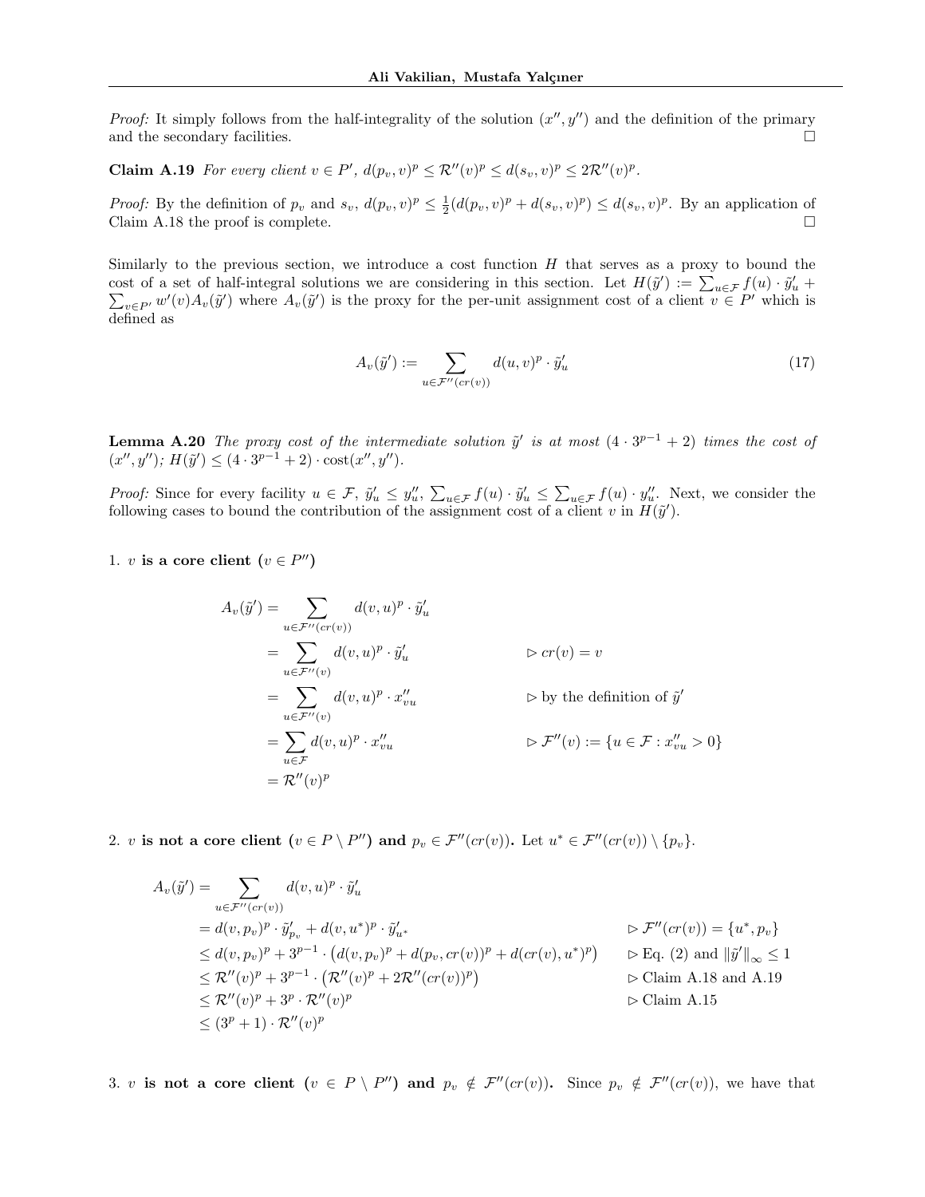*Proof:* It simply follows from the half-integrality of the solution $(x'', y'')$ and the definition of the primary and the secondary facilities. □

**Claim A.19** *For every client $v \in P'$, $d(p_v, v)^p \leq \mathcal{R}''(v)^p \leq d(s_v, v)^p \leq 2\mathcal{R}''(v)^p$.*

*Proof:* By the definition of $p_v$ and $s_v$, $d(p_v, v)^p \leq \frac{1}{2}(d(p_v, v)^p + d(s_v, v)^p) \leq d(s_v, v)^p$. By an application of Claim A.18 the proof is complete. □

Similarly to the previous section, we introduce a cost function $H$ that serves as a proxy to bound the cost of a set of half-integral solutions we are considering in this section. Let $H(\tilde{y}') := \sum_{u \in \mathcal{F}} f(u) \cdot \tilde{y}'_u + \sum_{v \in P'} w'(v) A_v(\tilde{y}')$ where $A_v(\tilde{y}')$ is the proxy for the per-unit assignment cost of a client $v \in P'$ which is defined as

$$A_v(\tilde{y}') := \sum_{u \in \mathcal{F}''(cr(v))} d(u, v)^p \cdot \tilde{y}'_u \tag{17}$$

**Lemma A.20** *The proxy cost of the intermediate solution $\tilde{y}'$ is at most $(4 \cdot 3^{p-1} + 2)$ times the cost of $(x'', y'')$; $H(\tilde{y}') \leq (4 \cdot 3^{p-1} + 2) \cdot \mathrm{cost}(x'', y'')$.*

*Proof:* Since for every facility $u \in \mathcal{F}$, $\tilde{y}'_u \leq y''_u$, $\sum_{u \in \mathcal{F}} f(u) \cdot \tilde{y}'_u \leq \sum_{u \in \mathcal{F}} f(u) \cdot y''_u$. Next, we consider the following cases to bound the contribution of the assignment cost of a client $v$ in $H(\tilde{y}')$.

1. **$v$ is a core client ($v \in P''$)**

$$\begin{aligned}
A_v(\tilde{y}') &= \sum_{u \in \mathcal{F}''(cr(v))} d(v, u)^p \cdot \tilde{y}'_u \\
&= \sum_{u \in \mathcal{F}''(v)} d(v, u)^p \cdot \tilde{y}'_u && \triangleright\ cr(v) = v \\
&= \sum_{u \in \mathcal{F}''(v)} d(v, u)^p \cdot x''_{vu} && \triangleright \text{ by the definition of } \tilde{y}' \\
&= \sum_{u \in \mathcal{F}} d(v, u)^p \cdot x''_{vu} && \triangleright\ \mathcal{F}''(v) := \{u \in \mathcal{F} : x''_{vu} > 0\} \\
&= \mathcal{R}''(v)^p
\end{aligned}$$

2. **$v$ is not a core client ($v \in P \setminus P''$) and $p_v \in \mathcal{F}''(cr(v))$.** Let $u^* \in \mathcal{F}''(cr(v)) \setminus \{p_v\}$.

$$\begin{aligned}
A_v(\tilde{y}') &= \sum_{u \in \mathcal{F}''(cr(v))} d(v, u)^p \cdot \tilde{y}'_u \\
&= d(v, p_v)^p \cdot \tilde{y}'_{p_v} + d(v, u^*)^p \cdot \tilde{y}'_{u^*} && \triangleright\ \mathcal{F}''(cr(v)) = \{u^*, p_v\} \\
&\leq d(v, p_v)^p + 3^{p-1} \cdot \left(d(v, p_v)^p + d(p_v, cr(v))^p + d(cr(v), u^*)^p\right) && \triangleright \text{ Eq. (2) and } \|\tilde{y}'\|_\infty \leq 1 \\
&\leq \mathcal{R}''(v)^p + 3^{p-1} \cdot \left(\mathcal{R}''(v)^p + 2\mathcal{R}''(cr(v))^p\right) && \triangleright \text{ Claim A.18 and A.19} \\
&\leq \mathcal{R}''(v)^p + 3^p \cdot \mathcal{R}''(v)^p && \triangleright \text{ Claim A.15} \\
&\leq (3^p + 1) \cdot \mathcal{R}''(v)^p
\end{aligned}$$

3. **$v$ is not a core client ($v \in P \setminus P''$) and $p_v \notin \mathcal{F}''(cr(v))$.** Since $p_v \notin \mathcal{F}''(cr(v))$, we have that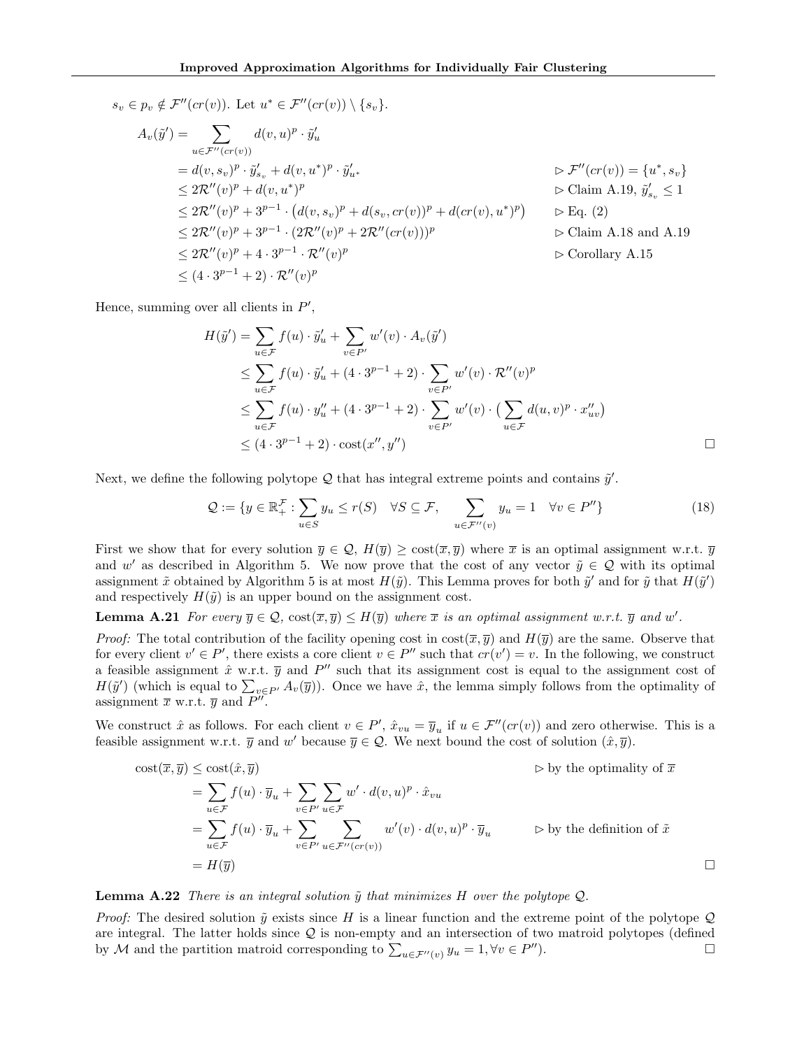$s_v \in p_v \notin \mathcal{F}''(cr(v))$. Let $u^* \in \mathcal{F}''(cr(v)) \setminus \{s_v\}$.

$$
\begin{aligned}
A_v(\tilde{y}') &= \sum_{u \in \mathcal{F}''(cr(v))} d(v,u)^p \cdot \tilde{y}'_u \\
&= d(v,s_v)^p \cdot \tilde{y}'_{s_v} + d(v,u^*)^p \cdot \tilde{y}'_{u^*} && \triangleright\ \mathcal{F}''(cr(v)) = \{u^*, s_v\} \\
&\le 2\mathcal{R}''(v)^p + d(v,u^*)^p && \triangleright \text{ Claim A.19, } \tilde{y}'_{s_v} \le 1 \\
&\le 2\mathcal{R}''(v)^p + 3^{p-1} \cdot \big(d(v,s_v)^p + d(s_v, cr(v))^p + d(cr(v), u^*)^p\big) && \triangleright \text{ Eq. (2)} \\
&\le 2\mathcal{R}''(v)^p + 3^{p-1} \cdot (2\mathcal{R}''(v)^p + 2\mathcal{R}''(cr(v)))^p && \triangleright \text{ Claim A.18 and A.19} \\
&\le 2\mathcal{R}''(v)^p + 4 \cdot 3^{p-1} \cdot \mathcal{R}''(v)^p && \triangleright \text{ Corollary A.15} \\
&\le (4 \cdot 3^{p-1} + 2) \cdot \mathcal{R}''(v)^p
\end{aligned}
$$

Hence, summing over all clients in $P'$,

$$
\begin{aligned}
H(\tilde{y}') &= \sum_{u \in \mathcal{F}} f(u) \cdot \tilde{y}'_u + \sum_{v \in P'} w'(v) \cdot A_v(\tilde{y}') \\
&\le \sum_{u \in \mathcal{F}} f(u) \cdot \tilde{y}'_u + (4 \cdot 3^{p-1} + 2) \cdot \sum_{v \in P'} w'(v) \cdot \mathcal{R}''(v)^p \\
&\le \sum_{u \in \mathcal{F}} f(u) \cdot y''_u + (4 \cdot 3^{p-1} + 2) \cdot \sum_{v \in P'} w'(v) \cdot \big(\sum_{u \in \mathcal{F}} d(u,v)^p \cdot x''_{uv}\big) \\
&\le (4 \cdot 3^{p-1} + 2) \cdot \mathrm{cost}(x'', y'')
\end{aligned}
$$

□

Next, we define the following polytope $\mathcal{Q}$ that has integral extreme points and contains $\tilde{y}'$.

$$
\mathcal{Q} := \{y \in \mathbb{R}_+^{\mathcal{F}} : \sum_{u \in S} y_u \le r(S) \quad \forall S \subseteq \mathcal{F}, \quad \sum_{u \in \mathcal{F}''(v)} y_u = 1 \quad \forall v \in P''\} \tag{18}
$$

First we show that for every solution $\overline{y} \in \mathcal{Q}$, $H(\overline{y}) \ge \mathrm{cost}(\overline{x}, \overline{y})$ where $\overline{x}$ is an optimal assignment w.r.t. $\overline{y}$ and $w'$ as described in Algorithm 5. We now prove that the cost of any vector $\tilde{y} \in \mathcal{Q}$ with its optimal assignment $\tilde{x}$ obtained by Algorithm 5 is at most $H(\tilde{y})$. This Lemma proves for both $\tilde{y}'$ and for $\tilde{y}$ that $H(\tilde{y}')$ and respectively $H(\tilde{y})$ is an upper bound on the assignment cost.

**Lemma A.21** *For every $\overline{y} \in \mathcal{Q}$, $\mathrm{cost}(\overline{x}, \overline{y}) \le H(\overline{y})$ where $\overline{x}$ is an optimal assignment w.r.t. $\overline{y}$ and $w'$.*

*Proof:* The total contribution of the facility opening cost in $\mathrm{cost}(\overline{x}, \overline{y})$ and $H(\overline{y})$ are the same. Observe that for every client $v' \in P'$, there exists a core client $v \in P''$ such that $cr(v') = v$. In the following, we construct a feasible assignment $\hat{x}$ w.r.t. $\overline{y}$ and $P''$ such that its assignment cost is equal to the assignment cost of $H(\tilde{y}')$ (which is equal to $\sum_{v \in P'} A_v(\overline{y})$). Once we have $\hat{x}$, the lemma simply follows from the optimality of assignment $\overline{x}$ w.r.t. $\overline{y}$ and $P''$.

We construct $\hat{x}$ as follows. For each client $v \in P'$, $\hat{x}_{vu} = \overline{y}_u$ if $u \in \mathcal{F}''(cr(v))$ and zero otherwise. This is a feasible assignment w.r.t. $\overline{y}$ and $w'$ because $\overline{y} \in \mathcal{Q}$. We next bound the cost of solution $(\hat{x}, \overline{y})$.

$$
\begin{aligned}
\mathrm{cost}(\overline{x}, \overline{y}) &\le \mathrm{cost}(\hat{x}, \overline{y}) && \triangleright \text{ by the optimality of } \overline{x} \\
&= \sum_{u \in \mathcal{F}} f(u) \cdot \overline{y}_u + \sum_{v \in P'} \sum_{u \in \mathcal{F}} w' \cdot d(v,u)^p \cdot \hat{x}_{vu} \\
&= \sum_{u \in \mathcal{F}} f(u) \cdot \overline{y}_u + \sum_{v \in P'} \sum_{u \in \mathcal{F}''(cr(v))} w'(v) \cdot d(v,u)^p \cdot \overline{y}_u && \triangleright \text{ by the definition of } \tilde{x} \\
&= H(\overline{y})
\end{aligned}
$$

□

**Lemma A.22** *There is an integral solution $\tilde{y}$ that minimizes $H$ over the polytope $\mathcal{Q}$.*

*Proof:* The desired solution $\tilde{y}$ exists since $H$ is a linear function and the extreme point of the polytope $\mathcal{Q}$ are integral. The latter holds since $\mathcal{Q}$ is non-empty and an intersection of two matroid polytopes (defined by $\mathcal{M}$ and the partition matroid corresponding to $\sum_{u \in \mathcal{F}''(v)} y_u = 1, \forall v \in P''$). □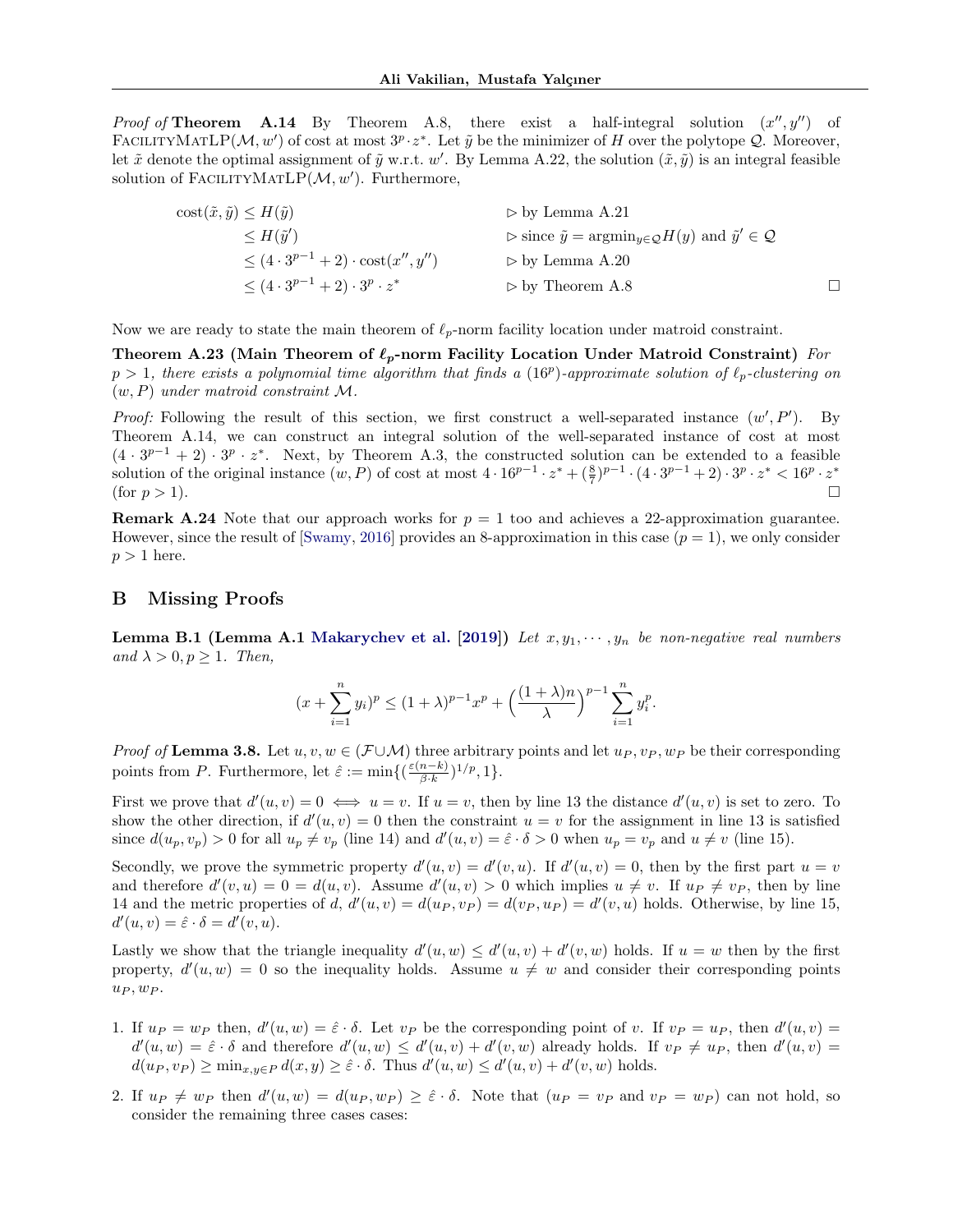*Proof of* **Theorem A.14** By Theorem A.8, there exist a half-integral solution $(x'', y'')$ of $\textsc{FacilityMatLP}(\mathcal{M}, w')$ of cost at most $3^p \cdot z^*$. Let $\tilde{y}$ be the minimizer of $H$ over the polytope $\mathcal{Q}$. Moreover, let $\tilde{x}$ denote the optimal assignment of $\tilde{y}$ w.r.t. $w'$. By Lemma A.22, the solution $(\tilde{x}, \tilde{y})$ is an integral feasible solution of $\textsc{FacilityMatLP}(\mathcal{M}, w')$. Furthermore,

$$
\begin{aligned}
\mathrm{cost}(\tilde{x}, \tilde{y}) &\leq H(\tilde{y}) && \triangleright \text{ by Lemma A.21} \\
&\leq H(\tilde{y}') && \triangleright \text{ since } \tilde{y} = \mathrm{argmin}_{y \in \mathcal{Q}} H(y) \text{ and } \tilde{y}' \in \mathcal{Q} \\
&\leq (4 \cdot 3^{p-1} + 2) \cdot \mathrm{cost}(x'', y'') && \triangleright \text{ by Lemma A.20} \\
&\leq (4 \cdot 3^{p-1} + 2) \cdot 3^p \cdot z^* && \triangleright \text{ by Theorem A.8}
\end{aligned}
$$

□

Now we are ready to state the main theorem of $\ell_p$-norm facility location under matroid constraint.

**Theorem A.23 (Main Theorem of $\ell_p$-norm Facility Location Under Matroid Constraint)** *For $p > 1$, there exists a polynomial time algorithm that finds a $(16^p)$-approximate solution of $\ell_p$-clustering on $(w, P)$ under matroid constraint $\mathcal{M}$.*

*Proof:* Following the result of this section, we first construct a well-separated instance $(w', P')$. By Theorem A.14, we can construct an integral solution of the well-separated instance of cost at most $(4 \cdot 3^{p-1} + 2) \cdot 3^p \cdot z^*$. Next, by Theorem A.3, the constructed solution can be extended to a feasible solution of the original instance $(w, P)$ of cost at most $4 \cdot 16^{p-1} \cdot z^* + (\frac{8}{7})^{p-1} \cdot (4 \cdot 3^{p-1} + 2) \cdot 3^p \cdot z^* < 16^p \cdot z^*$ (for $p > 1$). □

**Remark A.24** Note that our approach works for $p = 1$ too and achieves a 22-approximation guarantee. However, since the result of [Swamy, 2016] provides an 8-approximation in this case ($p = 1$), we only consider $p > 1$ here.

# B Missing Proofs

**Lemma B.1 (Lemma A.1 Makarychev et al. [2019])** *Let $x, y_1, \cdots, y_n$ be non-negative real numbers and $\lambda > 0, p \geq 1$. Then,*

$$
(x + \sum_{i=1}^{n} y_i)^p \leq (1+\lambda)^{p-1} x^p + \Big(\frac{(1+\lambda)n}{\lambda}\Big)^{p-1} \sum_{i=1}^{n} y_i^p.
$$

*Proof of* **Lemma 3.8.** Let $u, v, w \in (\mathcal{F} \cup \mathcal{M})$ three arbitrary points and let $u_P, v_P, w_P$ be their corresponding points from $P$. Furthermore, let $\hat{\varepsilon} := \min\{(\frac{\varepsilon(n-k)}{\beta \cdot k})^{1/p}, 1\}$.

First we prove that $d'(u, v) = 0 \iff u = v$. If $u = v$, then by line 13 the distance $d'(u, v)$ is set to zero. To show the other direction, if $d'(u, v) = 0$ then the constraint $u = v$ for the assignment in line 13 is satisfied since $d(u_p, v_p) > 0$ for all $u_p \neq v_p$ (line 14) and $d'(u, v) = \hat{\varepsilon} \cdot \delta > 0$ when $u_p = v_p$ and $u \neq v$ (line 15).

Secondly, we prove the symmetric property $d'(u, v) = d'(v, u)$. If $d'(u, v) = 0$, then by the first part $u = v$ and therefore $d'(v, u) = 0 = d(u, v)$. Assume $d'(u, v) > 0$ which implies $u \neq v$. If $u_P \neq v_P$, then by line 14 and the metric properties of $d$, $d'(u, v) = d(u_P, v_P) = d(v_P, u_P) = d'(v, u)$ holds. Otherwise, by line 15, $d'(u, v) = \hat{\varepsilon} \cdot \delta = d'(v, u)$.

Lastly we show that the triangle inequality $d'(u, w) \leq d'(u, v) + d'(v, w)$ holds. If $u = w$ then by the first property, $d'(u, w) = 0$ so the inequality holds. Assume $u \neq w$ and consider their corresponding points $u_P, w_P$.

1. If $u_P = w_P$ then, $d'(u, w) = \hat{\varepsilon} \cdot \delta$. Let $v_P$ be the corresponding point of $v$. If $v_P = u_P$, then $d'(u, v) = d'(u, w) = \hat{\varepsilon} \cdot \delta$ and therefore $d'(u, w) \leq d'(u, v) + d'(v, w)$ already holds. If $v_P \neq u_P$, then $d'(u, v) = d(u_P, v_P) \geq \min_{x, y \in P} d(x, y) \geq \hat{\varepsilon} \cdot \delta$. Thus $d'(u, w) \leq d'(u, v) + d'(v, w)$ holds.

2. If $u_P \neq w_P$ then $d'(u, w) = d(u_P, w_P) \geq \hat{\varepsilon} \cdot \delta$. Note that ($u_P = v_P$ and $v_P = w_P$) can not hold, so consider the remaining three cases cases: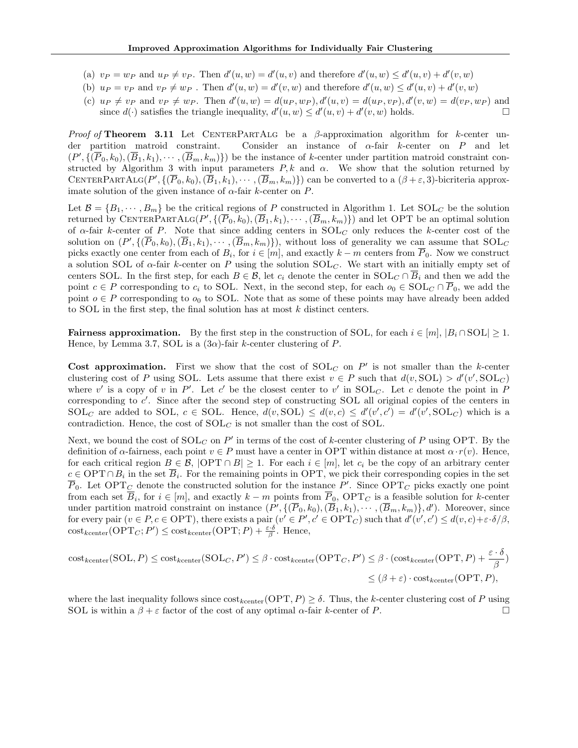(a) $v_P = w_P$ and $u_P \neq v_P$. Then $d'(u,w) = d'(u,v)$ and therefore $d'(u,w) \leq d'(u,v) + d'(v,w)$

(b) $u_P = v_P$ and $v_P \neq w_P$ . Then $d'(u,w) = d'(v,w)$ and therefore $d'(u,w) \leq d'(u,v) + d'(v,w)$

(c) $u_P \neq v_P$ and $v_P \neq w_P$. Then $d'(u,w) = d(u_P, w_P), d'(u,v) = d(u_P, v_P), d'(v,w) = d(v_P, w_P)$ and since $d(\cdot)$ satisfies the triangle inequality, $d'(u,w) \leq d'(u,v) + d'(v,w)$ holds. □

*Proof of* **Theorem 3.11** Let CenterPartAlg be a $\beta$-approximation algorithm for $k$-center under partition matroid constraint. Consider an instance of $\alpha$-fair $k$-center on $P$ and let $(P', \{(\overline{P}_0, k_0), (\overline{B}_1, k_1), \cdots, (\overline{B}_m, k_m)\})$ be the instance of $k$-center under partition matroid constraint constructed by Algorithm 3 with input parameters $P, k$ and $\alpha$. We show that the solution returned by CenterPartAlg$(P', \{(\overline{P}_0, k_0), (\overline{B}_1, k_1), \cdots, (\overline{B}_m, k_m)\})$ can be converted to a $(\beta + \varepsilon, 3)$-bicriteria approximate solution of the given instance of $\alpha$-fair $k$-center on $P$.

Let $\mathcal{B} = \{B_1, \cdots, B_m\}$ be the critical regions of $P$ constructed in Algorithm 1. Let $\text{SOL}_C$ be the solution returned by CenterPartAlg$(P', \{(\overline{P}_0, k_0), (\overline{B}_1, k_1), \cdots, (\overline{B}_m, k_m)\})$ and let OPT be an optimal solution of $\alpha$-fair $k$-center of $P$. Note that since adding centers in $\text{SOL}_C$ only reduces the $k$-center cost of the solution on $(P', \{(\overline{P}_0, k_0), (\overline{B}_1, k_1), \cdots, (\overline{B}_m, k_m)\})$, without loss of generality we can assume that $\text{SOL}_C$ picks exactly one center from each of $B_i$, for $i \in [m]$, and exactly $k - m$ centers from $\overline{P}_0$. Now we construct a solution SOL of $\alpha$-fair $k$-center on $P$ using the solution $\text{SOL}_C$. We start with an initially empty set of centers SOL. In the first step, for each $B \in \mathcal{B}$, let $c_i$ denote the center in $\text{SOL}_C \cap \overline{B}_i$ and then we add the point $c \in P$ corresponding to $c_i$ to SOL. Next, in the second step, for each $o_0 \in \text{SOL}_C \cap \overline{P}_0$, we add the point $o \in P$ corresponding to $o_0$ to SOL. Note that as some of these points may have already been added to SOL in the first step, the final solution has at most $k$ distinct centers.

**Fairness approximation.** By the first step in the construction of SOL, for each $i \in [m]$, $|B_i \cap \text{SOL}| \geq 1$. Hence, by Lemma 3.7, SOL is a $(3\alpha)$-fair $k$-center clustering of $P$.

**Cost approximation.** First we show that the cost of $\text{SOL}_C$ on $P'$ is not smaller than the $k$-center clustering cost of $P$ using SOL. Lets assume that there exist $v \in P$ such that $d(v, \text{SOL}) > d'(v', \text{SOL}_C)$ where $v'$ is a copy of $v$ in $P'$. Let $c'$ be the closest center to $v'$ in $\text{SOL}_C$. Let $c$ denote the point in $P$ corresponding to $c'$. Since after the second step of constructing SOL all original copies of the centers in $\text{SOL}_C$ are added to SOL, $c \in \text{SOL}$. Hence, $d(v, \text{SOL}) \leq d(v, c) \leq d'(v', c') = d'(v', \text{SOL}_C)$ which is a contradiction. Hence, the cost of $\text{SOL}_C$ is not smaller than the cost of SOL.

Next, we bound the cost of $\text{SOL}_C$ on $P'$ in terms of the cost of $k$-center clustering of $P$ using OPT. By the definition of $\alpha$-fairness, each point $v \in P$ must have a center in OPT within distance at most $\alpha \cdot r(v)$. Hence, for each critical region $B \in \mathcal{B}$, $|\text{OPT} \cap B| \geq 1$. For each $i \in [m]$, let $c_i$ be the copy of an arbitrary center $c \in \text{OPT} \cap B_i$ in the set $\overline{B}_i$. For the remaining points in OPT, we pick their corresponding copies in the set $\overline{P}_0$. Let $\text{OPT}_C$ denote the constructed solution for the instance $P'$. Since $\text{OPT}_C$ picks exactly one point from each set $\overline{B}_i$, for $i \in [m]$, and exactly $k - m$ points from $\overline{P}_0$, $\text{OPT}_C$ is a feasible solution for $k$-center under partition matroid constraint on instance $(P', \{(\overline{P}_0, k_0), (\overline{B}_1, k_1), \cdots, (\overline{B}_m, k_m)\}, d')$. Moreover, since for every pair $(v \in P, c \in \text{OPT})$, there exists a pair $(v' \in P', c' \in \text{OPT}_C)$ such that $d'(v', c') \leq d(v, c) + \varepsilon \cdot \delta / \beta$, $\text{cost}_{\text{kcenter}}(\text{OPT}_C; P') \leq \text{cost}_{\text{kcenter}}(\text{OPT}; P) + \frac{\varepsilon \cdot \delta}{\beta}$. Hence,

$$\begin{aligned}
\text{cost}_{\text{kcenter}}(\text{SOL}, P) \leq \text{cost}_{\text{kcenter}}(\text{SOL}_C, P') \leq \beta \cdot \text{cost}_{\text{kcenter}}(\text{OPT}_C, P') &\leq \beta \cdot (\text{cost}_{\text{kcenter}}(\text{OPT}, P) + \frac{\varepsilon \cdot \delta}{\beta}) \\
&\leq (\beta + \varepsilon) \cdot \text{cost}_{\text{kcenter}}(\text{OPT}, P),
\end{aligned}$$

where the last inequality follows since $\text{cost}_{\text{kcenter}}(\text{OPT}, P) \geq \delta$. Thus, the $k$-center clustering cost of $P$ using SOL is within a $\beta + \varepsilon$ factor of the cost of any optimal $\alpha$-fair $k$-center of $P$. □